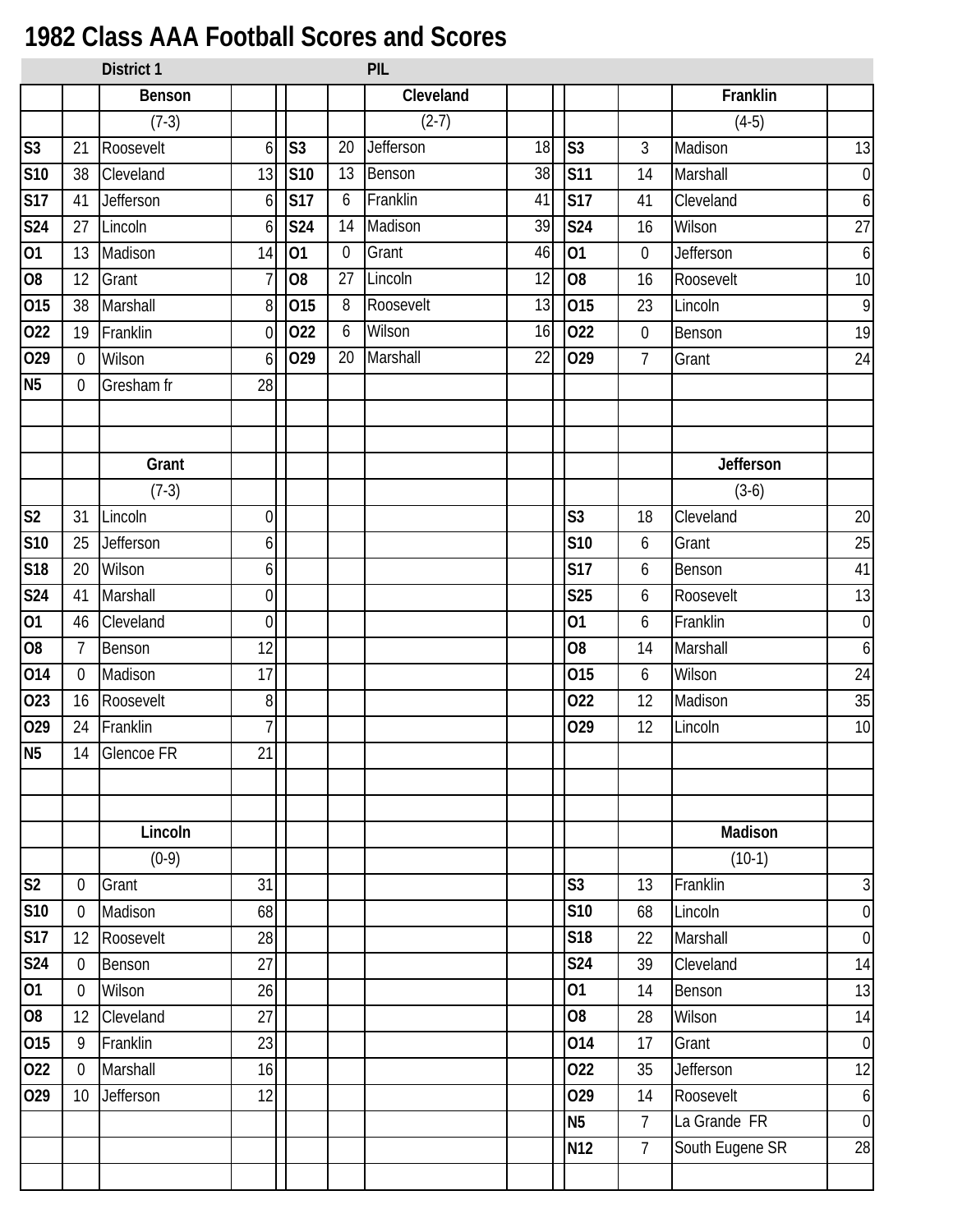# 1982 Class AAA Football Scores and Scores

| | | District 1 | | | | PIL | | | | | |
|---|---|---|---|---|---|---|---|---|---|---|---|
| | | **Benson** | | | | **Cleveland** | | | | **Franklin** | |
| | | (7-3) | | | | (2-7) | | | | (4-5) | |
| **S3** | 21 | Roosevelt | 6 | **S3** | 20 | Jefferson | 18 | **S3** | 3 | Madison | 13 |
| **S10** | 38 | Cleveland | 13 | **S10** | 13 | Benson | 38 | **S11** | 14 | Marshall | 0 |
| **S17** | 41 | Jefferson | 6 | **S17** | 6 | Franklin | 41 | **S17** | 41 | Cleveland | 6 |
| **S24** | 27 | Lincoln | 6 | **S24** | 14 | Madison | 39 | **S24** | 16 | Wilson | 27 |
| **O1** | 13 | Madison | 14 | **O1** | 0 | Grant | 46 | **O1** | 0 | Jefferson | 6 |
| **O8** | 12 | Grant | 7 | **O8** | 27 | Lincoln | 12 | **O8** | 16 | Roosevelt | 10 |
| **O15** | 38 | Marshall | 8 | **O15** | 8 | Roosevelt | 13 | **O15** | 23 | Lincoln | 9 |
| **O22** | 19 | Franklin | 0 | **O22** | 6 | Wilson | 16 | **O22** | 0 | Benson | 19 |
| **O29** | 0 | Wilson | 6 | **O29** | 20 | Marshall | 22 | **O29** | 7 | Grant | 24 |
| **N5** | 0 | Gresham fr | 28 | | | | | | | | |
| | | | | | | | | | | | |
| | | | | | | | | | | | |
| | | **Grant** | | | | | | | | **Jefferson** | |
| | | (7-3) | | | | | | | | (3-6) | |
| **S2** | 31 | Lincoln | 0 | | | | | **S3** | 18 | Cleveland | 20 |
| **S10** | 25 | Jefferson | 6 | | | | | **S10** | 6 | Grant | 25 |
| **S18** | 20 | Wilson | 6 | | | | | **S17** | 6 | Benson | 41 |
| **S24** | 41 | Marshall | 0 | | | | | **S25** | 6 | Roosevelt | 13 |
| **O1** | 46 | Cleveland | 0 | | | | | **O1** | 6 | Franklin | 0 |
| **O8** | 7 | Benson | 12 | | | | | **O8** | 14 | Marshall | 6 |
| **O14** | 0 | Madison | 17 | | | | | **O15** | 6 | Wilson | 24 |
| **O23** | 16 | Roosevelt | 8 | | | | | **O22** | 12 | Madison | 35 |
| **O29** | 24 | Franklin | 7 | | | | | **O29** | 12 | Lincoln | 10 |
| **N5** | 14 | Glencoe FR | 21 | | | | | | | | |
| | | | | | | | | | | | |
| | | | | | | | | | | | |
| | | **Lincoln** | | | | | | | | **Madison** | |
| | | (0-9) | | | | | | | | (10-1) | |
| **S2** | 0 | Grant | 31 | | | | | **S3** | 13 | Franklin | 3 |
| **S10** | 0 | Madison | 68 | | | | | **S10** | 68 | Lincoln | 0 |
| **S17** | 12 | Roosevelt | 28 | | | | | **S18** | 22 | Marshall | 0 |
| **S24** | 0 | Benson | 27 | | | | | **S24** | 39 | Cleveland | 14 |
| **O1** | 0 | Wilson | 26 | | | | | **O1** | 14 | Benson | 13 |
| **O8** | 12 | Cleveland | 27 | | | | | **O8** | 28 | Wilson | 14 |
| **O15** | 9 | Franklin | 23 | | | | | **O14** | 17 | Grant | 0 |
| **O22** | 0 | Marshall | 16 | | | | | **O22** | 35 | Jefferson | 12 |
| **O29** | 10 | Jefferson | 12 | | | | | **O29** | 14 | Roosevelt | 6 |
| | | | | | | | | **N5** | 7 | La Grande FR | 0 |
| | | | | | | | | **N12** | 7 | South Eugene SR | 28 |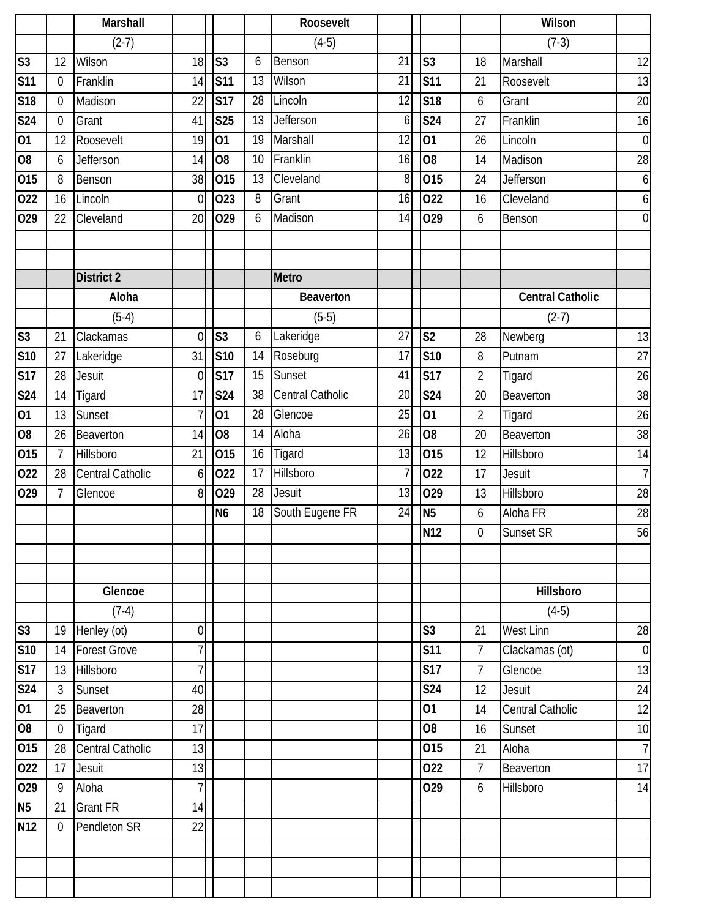| | | Marshall | | | | Roosevelt | | | | Wilson | |
|---|---|---|---|---|---|---|---|---|---|---|---|
| | | (2-7) | | | | (4-5) | | | | (7-3) | |
| S3 | 12 | Wilson | 18 | S3 | 6 | Benson | 21 | S3 | 18 | Marshall | 12 |
| S11 | 0 | Franklin | 14 | S11 | 13 | Wilson | 21 | S11 | 21 | Roosevelt | 13 |
| S18 | 0 | Madison | 22 | S17 | 28 | Lincoln | 12 | S18 | 6 | Grant | 20 |
| S24 | 0 | Grant | 41 | S25 | 13 | Jefferson | 6 | S24 | 27 | Franklin | 16 |
| O1 | 12 | Roosevelt | 19 | O1 | 19 | Marshall | 12 | O1 | 26 | Lincoln | 0 |
| O8 | 6 | Jefferson | 14 | O8 | 10 | Franklin | 16 | O8 | 14 | Madison | 28 |
| O15 | 8 | Benson | 38 | O15 | 13 | Cleveland | 8 | O15 | 24 | Jefferson | 6 |
| O22 | 16 | Lincoln | 0 | O23 | 8 | Grant | 16 | O22 | 16 | Cleveland | 6 |
| O29 | 22 | Cleveland | 20 | O29 | 6 | Madison | 14 | O29 | 6 | Benson | 0 |

| | | District 2 | | | | Metro | | | | | |
|---|---|---|---|---|---|---|---|---|---|---|---|
| | | Aloha | | | | Beaverton | | | | Central Catholic | |
| | | (5-4) | | | | (5-5) | | | | (2-7) | |
| S3 | 21 | Clackamas | 0 | S3 | 6 | Lakeridge | 27 | S2 | 28 | Newberg | 13 |
| S10 | 27 | Lakeridge | 31 | S10 | 14 | Roseburg | 17 | S10 | 8 | Putnam | 27 |
| S17 | 28 | Jesuit | 0 | S17 | 15 | Sunset | 41 | S17 | 2 | Tigard | 26 |
| S24 | 14 | Tigard | 17 | S24 | 38 | Central Catholic | 20 | S24 | 20 | Beaverton | 38 |
| O1 | 13 | Sunset | 7 | O1 | 28 | Glencoe | 25 | O1 | 2 | Tigard | 26 |
| O8 | 26 | Beaverton | 14 | O8 | 14 | Aloha | 26 | O8 | 20 | Beaverton | 38 |
| O15 | 7 | Hillsboro | 21 | O15 | 16 | Tigard | 13 | O15 | 12 | Hillsboro | 14 |
| O22 | 28 | Central Catholic | 6 | O22 | 17 | Hillsboro | 7 | O22 | 17 | Jesuit | 7 |
| O29 | 7 | Glencoe | 8 | O29 | 28 | Jesuit | 13 | O29 | 13 | Hillsboro | 28 |
| | | | | N6 | 18 | South Eugene FR | 24 | N5 | 6 | Aloha FR | 28 |
| | | | | | | | | N12 | 0 | Sunset SR | 56 |

| | | Glencoe | | | | Hillsboro | |
|---|---|---|---|---|---|---|---|
| | | (7-4) | | | | (4-5) | |
| S3 | 19 | Henley (ot) | 0 | S3 | 21 | West Linn | 28 |
| S10 | 14 | Forest Grove | 7 | S11 | 7 | Clackamas (ot) | 0 |
| S17 | 13 | Hillsboro | 7 | S17 | 7 | Glencoe | 13 |
| S24 | 3 | Sunset | 40 | S24 | 12 | Jesuit | 24 |
| O1 | 25 | Beaverton | 28 | O1 | 14 | Central Catholic | 12 |
| O8 | 0 | Tigard | 17 | O8 | 16 | Sunset | 10 |
| O15 | 28 | Central Catholic | 13 | O15 | 21 | Aloha | 7 |
| O22 | 17 | Jesuit | 13 | O22 | 7 | Beaverton | 17 |
| O29 | 9 | Aloha | 7 | O29 | 6 | Hillsboro | 14 |
| N5 | 21 | Grant FR | 14 | | | | |
| N12 | 0 | Pendleton SR | 22 | | | | |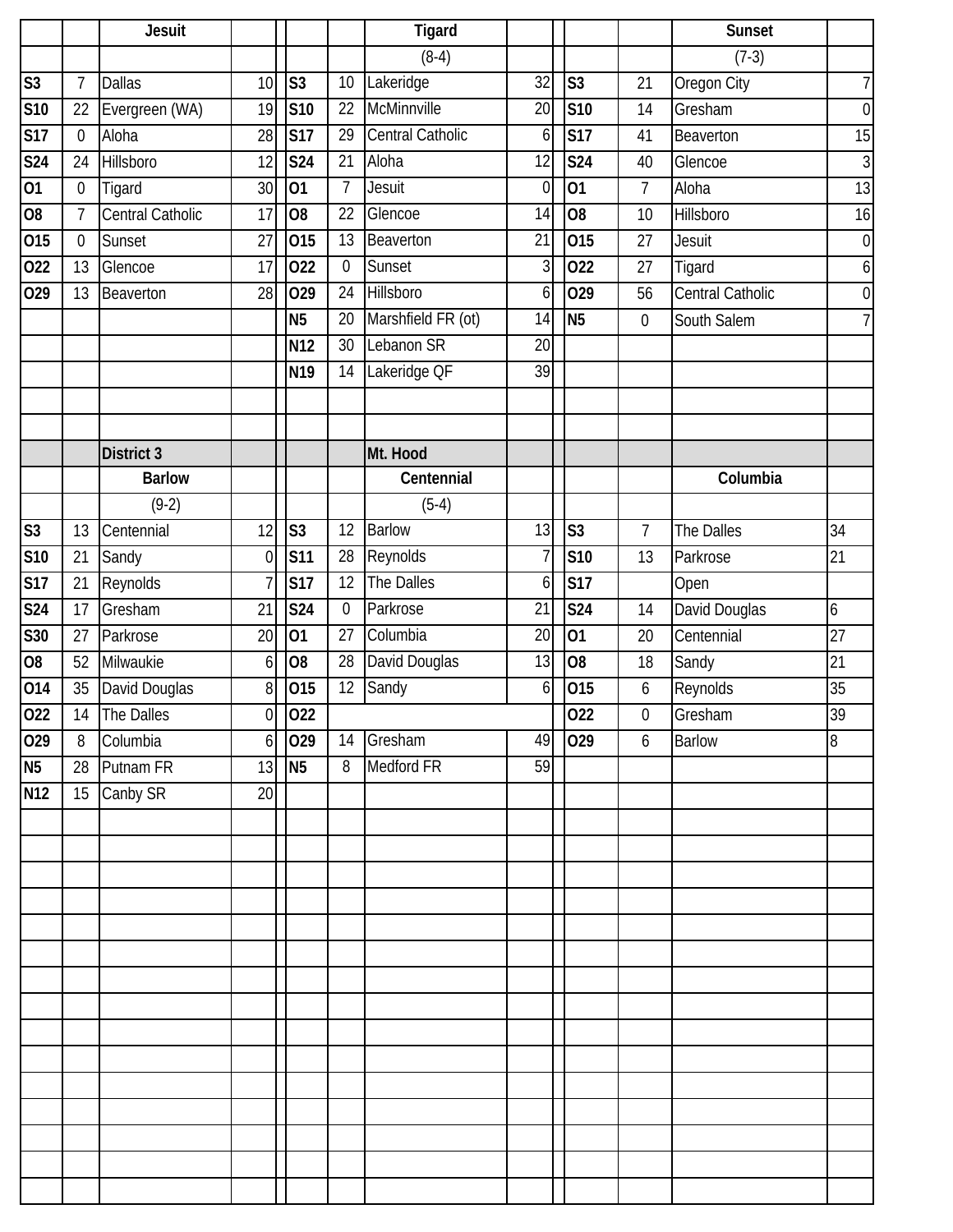| | | Jesuit | | | | Tigard | | | | Sunset | |
|---|---|---|---|---|---|---|---|---|---|---|---|
| | | | | | | (8-4) | | | | (7-3) | |
| S3 | 7 | Dallas | 10 | S3 | 10 | Lakeridge | 32 | S3 | 21 | Oregon City | 7 |
| S10 | 22 | Evergreen (WA) | 19 | S10 | 22 | McMinnville | 20 | S10 | 14 | Gresham | 0 |
| S17 | 0 | Aloha | 28 | S17 | 29 | Central Catholic | 6 | S17 | 41 | Beaverton | 15 |
| S24 | 24 | Hillsboro | 12 | S24 | 21 | Aloha | 12 | S24 | 40 | Glencoe | 3 |
| O1 | 0 | Tigard | 30 | O1 | 7 | Jesuit | 0 | O1 | 7 | Aloha | 13 |
| O8 | 7 | Central Catholic | 17 | O8 | 22 | Glencoe | 14 | O8 | 10 | Hillsboro | 16 |
| O15 | 0 | Sunset | 27 | O15 | 13 | Beaverton | 21 | O15 | 27 | Jesuit | 0 |
| O22 | 13 | Glencoe | 17 | O22 | 0 | Sunset | 3 | O22 | 27 | Tigard | 6 |
| O29 | 13 | Beaverton | 28 | O29 | 24 | Hillsboro | 6 | O29 | 56 | Central Catholic | 0 |
| | | | | N5 | 20 | Marshfield FR (ot) | 14 | N5 | 0 | South Salem | 7 |
| | | | | N12 | 30 | Lebanon SR | 20 | | | | |
| | | | | N19 | 14 | Lakeridge QF | 39 | | | | |

| | | District 3 | | | | Mt. Hood | | | | | |
|---|---|---|---|---|---|---|---|---|---|---|---|
| | | Barlow | | | | Centennial | | | | Columbia | |
| | | (9-2) | | | | (5-4) | | | | | |
| S3 | 13 | Centennial | 12 | S3 | 12 | Barlow | 13 | S3 | 7 | The Dalles | 34 |
| S10 | 21 | Sandy | 0 | S11 | 28 | Reynolds | 7 | S10 | 13 | Parkrose | 21 |
| S17 | 21 | Reynolds | 7 | S17 | 12 | The Dalles | 6 | S17 | | Open | |
| S24 | 17 | Gresham | 21 | S24 | 0 | Parkrose | 21 | S24 | 14 | David Douglas | 6 |
| S30 | 27 | Parkrose | 20 | O1 | 27 | Columbia | 20 | O1 | 20 | Centennial | 27 |
| O8 | 52 | Milwaukie | 6 | O8 | 28 | David Douglas | 13 | O8 | 18 | Sandy | 21 |
| O14 | 35 | David Douglas | 8 | O15 | 12 | Sandy | 6 | O15 | 6 | Reynolds | 35 |
| O22 | 14 | The Dalles | 0 | O22 | | | | O22 | 0 | Gresham | 39 |
| O29 | 8 | Columbia | 6 | O29 | 14 | Gresham | 49 | O29 | 6 | Barlow | 8 |
| N5 | 28 | Putnam FR | 13 | N5 | 8 | Medford FR | 59 | | | | |
| N12 | 15 | Canby SR | 20 | | | | | | | | |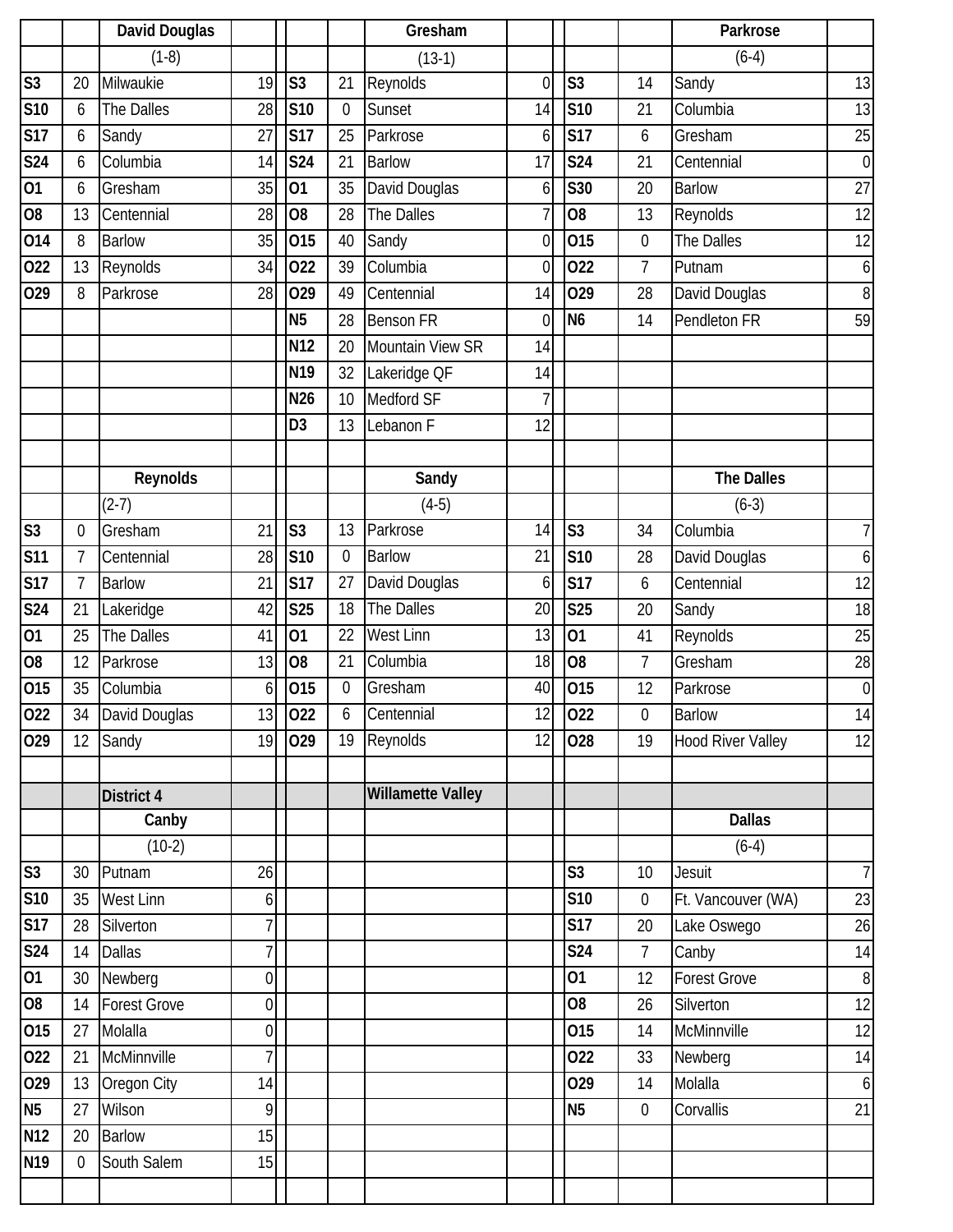| | | David Douglas | | | | | Gresham | | | | | Parkrose | |
|---|---|---|---|---|---|---|---|---|---|---|---|---|---|
| | | (1-8) | | | | | (13-1) | | | | | (6-4) | |
| S3 | 20 | Milwaukie | 19 | | S3 | 21 | Reynolds | 0 | | S3 | 14 | Sandy | 13 |
| S10 | 6 | The Dalles | 28 | | S10 | 0 | Sunset | 14 | | S10 | 21 | Columbia | 13 |
| S17 | 6 | Sandy | 27 | | S17 | 25 | Parkrose | 6 | | S17 | 6 | Gresham | 25 |
| S24 | 6 | Columbia | 14 | | S24 | 21 | Barlow | 17 | | S24 | 21 | Centennial | 0 |
| O1 | 6 | Gresham | 35 | | O1 | 35 | David Douglas | 6 | | S30 | 20 | Barlow | 27 |
| O8 | 13 | Centennial | 28 | | O8 | 28 | The Dalles | 7 | | O8 | 13 | Reynolds | 12 |
| O14 | 8 | Barlow | 35 | | O15 | 40 | Sandy | 0 | | O15 | 0 | The Dalles | 12 |
| O22 | 13 | Reynolds | 34 | | O22 | 39 | Columbia | 0 | | O22 | 7 | Putnam | 6 |
| O29 | 8 | Parkrose | 28 | | O29 | 49 | Centennial | 14 | | O29 | 28 | David Douglas | 8 |
| | | | | | N5 | 28 | Benson FR | 0 | | N6 | 14 | Pendleton FR | 59 |
| | | | | | N12 | 20 | Mountain View SR | 14 | | | | | |
| | | | | | N19 | 32 | Lakeridge QF | 14 | | | | | |
| | | | | | N26 | 10 | Medford SF | 7 | | | | | |
| | | | | | D3 | 13 | Lebanon F | 12 | | | | | |
| | | | | | | | | | | | | | |
| | | Reynolds | | | | | Sandy | | | | | The Dalles | |
| | | (2-7) | | | | | (4-5) | | | | | (6-3) | |
| S3 | 0 | Gresham | 21 | | S3 | 13 | Parkrose | 14 | | S3 | 34 | Columbia | 7 |
| S11 | 7 | Centennial | 28 | | S10 | 0 | Barlow | 21 | | S10 | 28 | David Douglas | 6 |
| S17 | 7 | Barlow | 21 | | S17 | 27 | David Douglas | 6 | | S17 | 6 | Centennial | 12 |
| S24 | 21 | Lakeridge | 42 | | S25 | 18 | The Dalles | 20 | | S25 | 20 | Sandy | 18 |
| O1 | 25 | The Dalles | 41 | | O1 | 22 | West Linn | 13 | | O1 | 41 | Reynolds | 25 |
| O8 | 12 | Parkrose | 13 | | O8 | 21 | Columbia | 18 | | O8 | 7 | Gresham | 28 |
| O15 | 35 | Columbia | 6 | | O15 | 0 | Gresham | 40 | | O15 | 12 | Parkrose | 0 |
| O22 | 34 | David Douglas | 13 | | O22 | 6 | Centennial | 12 | | O22 | 0 | Barlow | 14 |
| O29 | 12 | Sandy | 19 | | O29 | 19 | Reynolds | 12 | | O28 | 19 | Hood River Valley | 12 |
| | | | | | | | | | | | | | |
| | | District 4 | | | | | Willamette Valley | | | | | | |
| | | Canby | | | | | | | | | | Dallas | |
| | | (10-2) | | | | | | | | | | (6-4) | |
| S3 | 30 | Putnam | 26 | | | | | | | S3 | 10 | Jesuit | 7 |
| S10 | 35 | West Linn | 6 | | | | | | | S10 | 0 | Ft. Vancouver (WA) | 23 |
| S17 | 28 | Silverton | 7 | | | | | | | S17 | 20 | Lake Oswego | 26 |
| S24 | 14 | Dallas | 7 | | | | | | | S24 | 7 | Canby | 14 |
| O1 | 30 | Newberg | 0 | | | | | | | O1 | 12 | Forest Grove | 8 |
| O8 | 14 | Forest Grove | 0 | | | | | | | O8 | 26 | Silverton | 12 |
| O15 | 27 | Molalla | 0 | | | | | | | O15 | 14 | McMinnville | 12 |
| O22 | 21 | McMinnville | 7 | | | | | | | O22 | 33 | Newberg | 14 |
| O29 | 13 | Oregon City | 14 | | | | | | | O29 | 14 | Molalla | 6 |
| N5 | 27 | Wilson | 9 | | | | | | | N5 | 0 | Corvallis | 21 |
| N12 | 20 | Barlow | 15 | | | | | | | | | | |
| N19 | 0 | South Salem | 15 | | | | | | | | | | |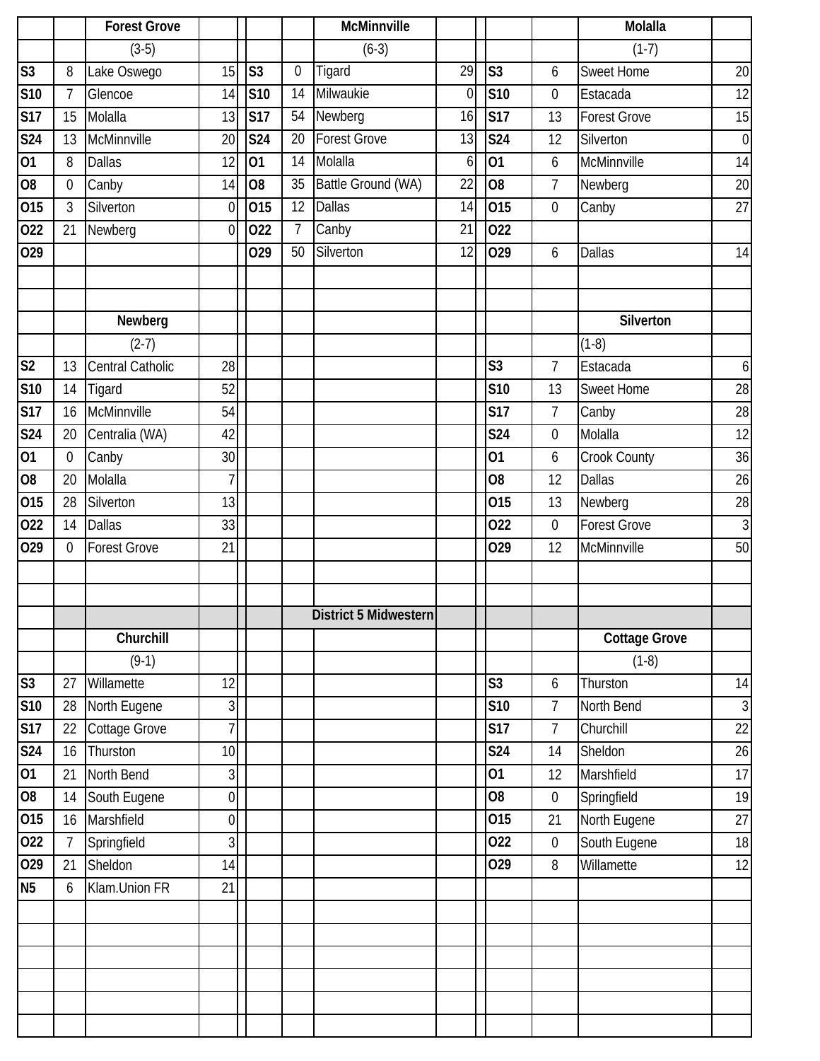| Forest Grove | | | | McMinnville | | | | Molalla | | | |
|---|---|---|---|---|---|---|---|---|---|---|---|
| (3-5) | | | | (6-3) | | | | (1-7) | | | |
| S3 | 8 | Lake Oswego | 15 | S3 | 0 | Tigard | 29 | S3 | 6 | Sweet Home | 20 |
| S10 | 7 | Glencoe | 14 | S10 | 14 | Milwaukie | 0 | S10 | 0 | Estacada | 12 |
| S17 | 15 | Molalla | 13 | S17 | 54 | Newberg | 16 | S17 | 13 | Forest Grove | 15 |
| S24 | 13 | McMinnville | 20 | S24 | 20 | Forest Grove | 13 | S24 | 12 | Silverton | 0 |
| O1 | 8 | Dallas | 12 | O1 | 14 | Molalla | 6 | O1 | 6 | McMinnville | 14 |
| O8 | 0 | Canby | 14 | O8 | 35 | Battle Ground (WA) | 22 | O8 | 7 | Newberg | 20 |
| O15 | 3 | Silverton | 0 | O15 | 12 | Dallas | 14 | O15 | 0 | Canby | 27 |
| O22 | 21 | Newberg | 0 | O22 | 7 | Canby | 21 | O22 | | | |
| O29 | | | | O29 | 50 | Silverton | 12 | O29 | 6 | Dallas | 14 |

| Newberg | | | | Silverton | | | |
|---|---|---|---|---|---|---|---|
| (2-7) | | | | (1-8) | | | |
| S2 | 13 | Central Catholic | 28 | S3 | 7 | Estacada | 6 |
| S10 | 14 | Tigard | 52 | S10 | 13 | Sweet Home | 28 |
| S17 | 16 | McMinnville | 54 | S17 | 7 | Canby | 28 |
| S24 | 20 | Centralia (WA) | 42 | S24 | 0 | Molalla | 12 |
| O1 | 0 | Canby | 30 | O1 | 6 | Crook County | 36 |
| O8 | 20 | Molalla | 7 | O8 | 12 | Dallas | 26 |
| O15 | 28 | Silverton | 13 | O15 | 13 | Newberg | 28 |
| O22 | 14 | Dallas | 33 | O22 | 0 | Forest Grove | 3 |
| O29 | 0 | Forest Grove | 21 | O29 | 12 | McMinnville | 50 |

**District 5 Midwestern**

| Churchill | | | | Cottage Grove | | | |
|---|---|---|---|---|---|---|---|
| (9-1) | | | | (1-8) | | | |
| S3 | 27 | Willamette | 12 | S3 | 6 | Thurston | 14 |
| S10 | 28 | North Eugene | 3 | S10 | 7 | North Bend | 3 |
| S17 | 22 | Cottage Grove | 7 | S17 | 7 | Churchill | 22 |
| S24 | 16 | Thurston | 10 | S24 | 14 | Sheldon | 26 |
| O1 | 21 | North Bend | 3 | O1 | 12 | Marshfield | 17 |
| O8 | 14 | South Eugene | 0 | O8 | 0 | Springfield | 19 |
| O15 | 16 | Marshfield | 0 | O15 | 21 | North Eugene | 27 |
| O22 | 7 | Springfield | 3 | O22 | 0 | South Eugene | 18 |
| O29 | 21 | Sheldon | 14 | O29 | 8 | Willamette | 12 |
| N5 | 6 | Klam.Union FR | 21 | | | | |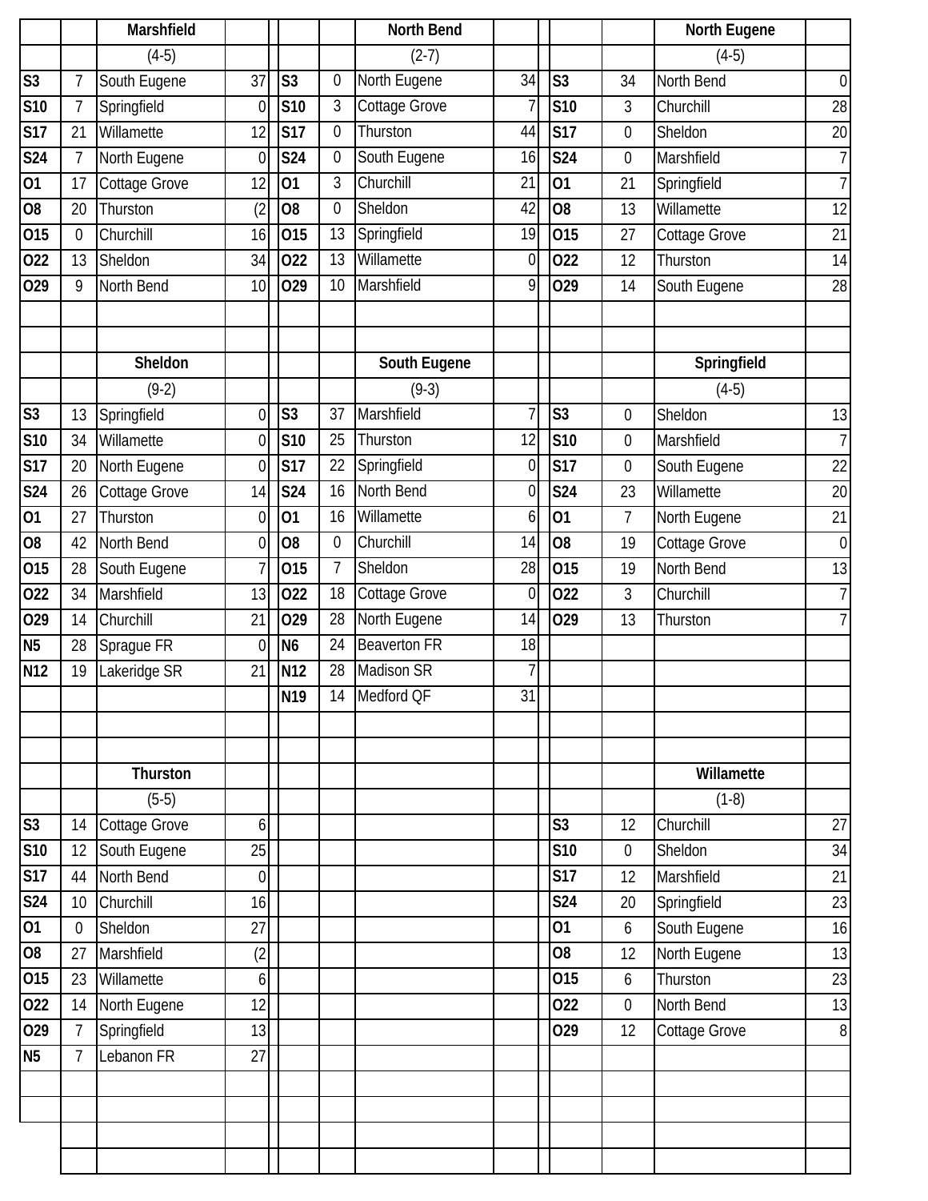| | | Marshfield | | | | North Bend | | | | North Eugene | |
|---|---|---|---|---|---|---|---|---|---|---|---|
| | | (4-5) | | | | (2-7) | | | | (4-5) | |
| S3 | 7 | South Eugene | 37 | S3 | 0 | North Eugene | 34 | S3 | 34 | North Bend | 0 |
| S10 | 7 | Springfield | 0 | S10 | 3 | Cottage Grove | 7 | S10 | 3 | Churchill | 28 |
| S17 | 21 | Willamette | 12 | S17 | 0 | Thurston | 44 | S17 | 0 | Sheldon | 20 |
| S24 | 7 | North Eugene | 0 | S24 | 0 | South Eugene | 16 | S24 | 0 | Marshfield | 7 |
| O1 | 17 | Cottage Grove | 12 | O1 | 3 | Churchill | 21 | O1 | 21 | Springfield | 7 |
| O8 | 20 | Thurston | (2 | O8 | 0 | Sheldon | 42 | O8 | 13 | Willamette | 12 |
| O15 | 0 | Churchill | 16 | O15 | 13 | Springfield | 19 | O15 | 27 | Cottage Grove | 21 |
| O22 | 13 | Sheldon | 34 | O22 | 13 | Willamette | 0 | O22 | 12 | Thurston | 14 |
| O29 | 9 | North Bend | 10 | O29 | 10 | Marshfield | 9 | O29 | 14 | South Eugene | 28 |

| | | Sheldon | | | | South Eugene | | | | Springfield | |
|---|---|---|---|---|---|---|---|---|---|---|---|
| | | (9-2) | | | | (9-3) | | | | (4-5) | |
| S3 | 13 | Springfield | 0 | S3 | 37 | Marshfield | 7 | S3 | 0 | Sheldon | 13 |
| S10 | 34 | Willamette | 0 | S10 | 25 | Thurston | 12 | S10 | 0 | Marshfield | 7 |
| S17 | 20 | North Eugene | 0 | S17 | 22 | Springfield | 0 | S17 | 0 | South Eugene | 22 |
| S24 | 26 | Cottage Grove | 14 | S24 | 16 | North Bend | 0 | S24 | 23 | Willamette | 20 |
| O1 | 27 | Thurston | 0 | O1 | 16 | Willamette | 6 | O1 | 7 | North Eugene | 21 |
| O8 | 42 | North Bend | 0 | O8 | 0 | Churchill | 14 | O8 | 19 | Cottage Grove | 0 |
| O15 | 28 | South Eugene | 7 | O15 | 7 | Sheldon | 28 | O15 | 19 | North Bend | 13 |
| O22 | 34 | Marshfield | 13 | O22 | 18 | Cottage Grove | 0 | O22 | 3 | Churchill | 7 |
| O29 | 14 | Churchill | 21 | O29 | 28 | North Eugene | 14 | O29 | 13 | Thurston | 7 |
| N5 | 28 | Sprague FR | 0 | N6 | 24 | Beaverton FR | 18 | | | | |
| N12 | 19 | Lakeridge SR | 21 | N12 | 28 | Madison SR | 7 | | | | |
| | | | | N19 | 14 | Medford QF | 31 | | | | |

| | | Thurston | | | | Willamette | |
|---|---|---|---|---|---|---|---|
| | | (5-5) | | | | (1-8) | |
| S3 | 14 | Cottage Grove | 6 | S3 | 12 | Churchill | 27 |
| S10 | 12 | South Eugene | 25 | S10 | 0 | Sheldon | 34 |
| S17 | 44 | North Bend | 0 | S17 | 12 | Marshfield | 21 |
| S24 | 10 | Churchill | 16 | S24 | 20 | Springfield | 23 |
| O1 | 0 | Sheldon | 27 | O1 | 6 | South Eugene | 16 |
| O8 | 27 | Marshfield | (2 | O8 | 12 | North Eugene | 13 |
| O15 | 23 | Willamette | 6 | O15 | 6 | Thurston | 23 |
| O22 | 14 | North Eugene | 12 | O22 | 0 | North Bend | 13 |
| O29 | 7 | Springfield | 13 | O29 | 12 | Cottage Grove | 8 |
| N5 | 7 | Lebanon FR | 27 | | | | |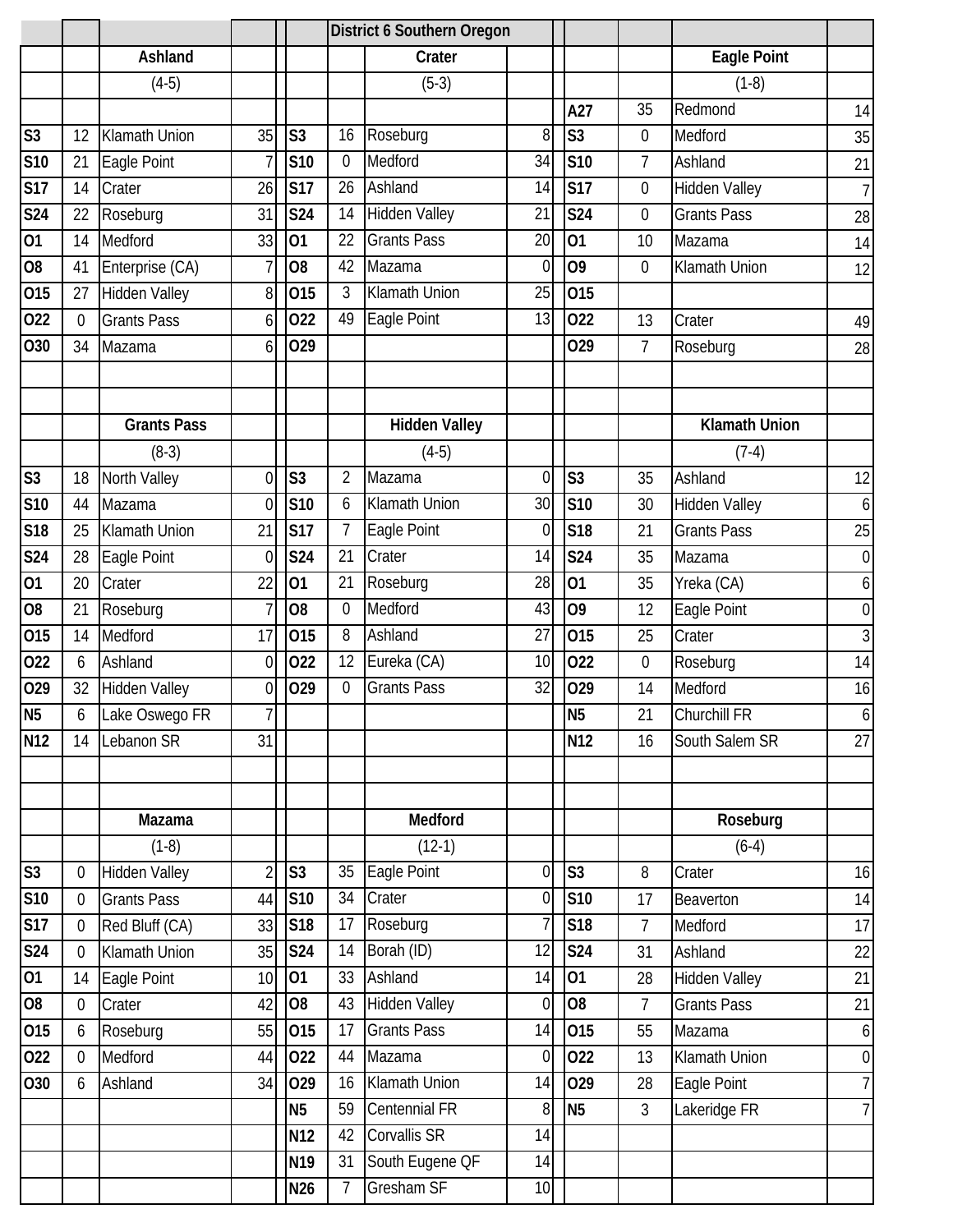## District 6 Southern Oregon

| | | Ashland | | | | Crater | | | | Eagle Point | |
|---|---|---|---|---|---|---|---|---|---|---|---|
| | | (4-5) | | | | (5-3) | | | | (1-8) | |
| | | | | | | | | A27 | 35 | Redmond | 14 |
| S3 | 12 | Klamath Union | 35 | S3 | 16 | Roseburg | 8 | S3 | 0 | Medford | 35 |
| S10 | 21 | Eagle Point | 7 | S10 | 0 | Medford | 34 | S10 | 7 | Ashland | 21 |
| S17 | 14 | Crater | 26 | S17 | 26 | Ashland | 14 | S17 | 0 | Hidden Valley | 7 |
| S24 | 22 | Roseburg | 31 | S24 | 14 | Hidden Valley | 21 | S24 | 0 | Grants Pass | 28 |
| O1 | 14 | Medford | 33 | O1 | 22 | Grants Pass | 20 | O1 | 10 | Mazama | 14 |
| O8 | 41 | Enterprise (CA) | 7 | O8 | 42 | Mazama | 0 | O9 | 0 | Klamath Union | 12 |
| O15 | 27 | Hidden Valley | 8 | O15 | 3 | Klamath Union | 25 | O15 | | | |
| O22 | 0 | Grants Pass | 6 | O22 | 49 | Eagle Point | 13 | O22 | 13 | Crater | 49 |
| O30 | 34 | Mazama | 6 | O29 | | | | O29 | 7 | Roseburg | 28 |

| | | Grants Pass | | | | Hidden Valley | | | | Klamath Union | |
|---|---|---|---|---|---|---|---|---|---|---|---|
| | | (8-3) | | | | (4-5) | | | | (7-4) | |
| S3 | 18 | North Valley | 0 | S3 | 2 | Mazama | 0 | S3 | 35 | Ashland | 12 |
| S10 | 44 | Mazama | 0 | S10 | 6 | Klamath Union | 30 | S10 | 30 | Hidden Valley | 6 |
| S18 | 25 | Klamath Union | 21 | S17 | 7 | Eagle Point | 0 | S18 | 21 | Grants Pass | 25 |
| S24 | 28 | Eagle Point | 0 | S24 | 21 | Crater | 14 | S24 | 35 | Mazama | 0 |
| O1 | 20 | Crater | 22 | O1 | 21 | Roseburg | 28 | O1 | 35 | Yreka (CA) | 6 |
| O8 | 21 | Roseburg | 7 | O8 | 0 | Medford | 43 | O9 | 12 | Eagle Point | 0 |
| O15 | 14 | Medford | 17 | O15 | 8 | Ashland | 27 | O15 | 25 | Crater | 3 |
| O22 | 6 | Ashland | 0 | O22 | 12 | Eureka (CA) | 10 | O22 | 0 | Roseburg | 14 |
| O29 | 32 | Hidden Valley | 0 | O29 | 0 | Grants Pass | 32 | O29 | 14 | Medford | 16 |
| N5 | 6 | Lake Oswego FR | 7 | | | | | N5 | 21 | Churchill FR | 6 |
| N12 | 14 | Lebanon SR | 31 | | | | | N12 | 16 | South Salem SR | 27 |

| | | Mazama | | | | Medford | | | | Roseburg | |
|---|---|---|---|---|---|---|---|---|---|---|---|
| | | (1-8) | | | | (12-1) | | | | (6-4) | |
| S3 | 0 | Hidden Valley | 2 | S3 | 35 | Eagle Point | 0 | S3 | 8 | Crater | 16 |
| S10 | 0 | Grants Pass | 44 | S10 | 34 | Crater | 0 | S10 | 17 | Beaverton | 14 |
| S17 | 0 | Red Bluff (CA) | 33 | S18 | 17 | Roseburg | 7 | S18 | 7 | Medford | 17 |
| S24 | 0 | Klamath Union | 35 | S24 | 14 | Borah (ID) | 12 | S24 | 31 | Ashland | 22 |
| O1 | 14 | Eagle Point | 10 | O1 | 33 | Ashland | 14 | O1 | 28 | Hidden Valley | 21 |
| O8 | 0 | Crater | 42 | O8 | 43 | Hidden Valley | 0 | O8 | 7 | Grants Pass | 21 |
| O15 | 6 | Roseburg | 55 | O15 | 17 | Grants Pass | 14 | O15 | 55 | Mazama | 6 |
| O22 | 0 | Medford | 44 | O22 | 44 | Mazama | 0 | O22 | 13 | Klamath Union | 0 |
| O30 | 6 | Ashland | 34 | O29 | 16 | Klamath Union | 14 | O29 | 28 | Eagle Point | 7 |
| | | | | N5 | 59 | Centennial FR | 8 | N5 | 3 | Lakeridge FR | 7 |
| | | | | N12 | 42 | Corvallis SR | 14 | | | | |
| | | | | N19 | 31 | South Eugene QF | 14 | | | | |
| | | | | N26 | 7 | Gresham SF | 10 | | | | |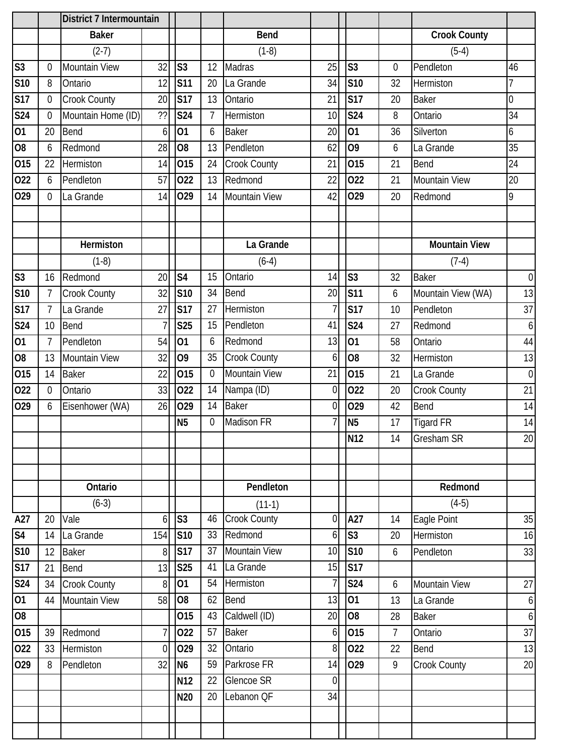## District 7 Intermountain

### Baker (2-7)

| Date | Score | Opponent | Opp |
|---|---|---|---|
| S3 | 0 | Mountain View | 32 |
| S10 | 8 | Ontario | 12 |
| S17 | 0 | Crook County | 20 |
| S24 | 0 | Mountain Home (ID) | ?? |
| O1 | 20 | Bend | 6 |
| O8 | 6 | Redmond | 28 |
| O15 | 22 | Hermiston | 14 |
| O22 | 6 | Pendleton | 57 |
| O29 | 0 | La Grande | 14 |

### Bend (1-8)

| Date | Score | Opponent | Opp |
|---|---|---|---|
| S3 | 12 | Madras | 25 |
| S11 | 20 | La Grande | 34 |
| S17 | 13 | Ontario | 21 |
| S24 | 7 | Hermiston | 10 |
| O1 | 6 | Baker | 20 |
| O8 | 13 | Pendleton | 62 |
| O15 | 24 | Crook County | 21 |
| O22 | 13 | Redmond | 22 |
| O29 | 14 | Mountain View | 42 |

### Crook County (5-4)

| Date | Score | Opponent | Opp |
|---|---|---|---|
| S3 | 0 | Pendleton | 46 |
| S10 | 32 | Hermiston | 7 |
| S17 | 20 | Baker | 0 |
| S24 | 8 | Ontario | 34 |
| O1 | 36 | Silverton | 6 |
| O9 | 6 | La Grande | 35 |
| O15 | 21 | Bend | 24 |
| O22 | 21 | Mountain View | 20 |
| O29 | 20 | Redmond | 9 |

### Hermiston (1-8)

| Date | Score | Opponent | Opp |
|---|---|---|---|
| S3 | 16 | Redmond | 20 |
| S10 | 7 | Crook County | 32 |
| S17 | 7 | La Grande | 27 |
| S24 | 10 | Bend | 7 |
| O1 | 7 | Pendleton | 54 |
| O8 | 13 | Mountain View | 32 |
| O15 | 14 | Baker | 22 |
| O22 | 0 | Ontario | 33 |
| O29 | 6 | Eisenhower (WA) | 26 |

### La Grande (6-4)

| Date | Score | Opponent | Opp |
|---|---|---|---|
| S4 | 15 | Ontario | 14 |
| S10 | 34 | Bend | 20 |
| S17 | 27 | Hermiston | 7 |
| S25 | 15 | Pendleton | 41 |
| O1 | 6 | Redmond | 13 |
| O9 | 35 | Crook County | 6 |
| O15 | 0 | Mountain View | 21 |
| O22 | 14 | Nampa (ID) | 0 |
| O29 | 14 | Baker | 0 |
| N5 | 0 | Madison FR | 7 |

### Mountain View (7-4)

| Date | Score | Opponent | Opp |
|---|---|---|---|
| S3 | 32 | Baker | 0 |
| S11 | 6 | Mountain View (WA) | 13 |
| S17 | 10 | Pendleton | 37 |
| S24 | 27 | Redmond | 6 |
| O1 | 58 | Ontario | 44 |
| O8 | 32 | Hermiston | 13 |
| O15 | 21 | La Grande | 0 |
| O22 | 20 | Crook County | 21 |
| O29 | 42 | Bend | 14 |
| N5 | 17 | Tigard FR | 14 |
| N12 | 14 | Gresham SR | 20 |

### Ontario (6-3)

| Date | Score | Opponent | Opp |
|---|---|---|---|
| A27 | 20 | Vale | 6 |
| S4 | 14 | La Grande | 154 |
| S10 | 12 | Baker | 8 |
| S17 | 21 | Bend | 13 |
| S24 | 34 | Crook County | 8 |
| O1 | 44 | Mountain View | 58 |
| O8 | | | |
| O15 | 39 | Redmond | 7 |
| O22 | 33 | Hermiston | 0 |
| O29 | 8 | Pendleton | 32 |

### Pendleton (11-1)

| Date | Score | Opponent | Opp |
|---|---|---|---|
| S3 | 46 | Crook County | 0 |
| S10 | 33 | Redmond | 6 |
| S17 | 37 | Mountain View | 10 |
| S25 | 41 | La Grande | 15 |
| O1 | 54 | Hermiston | 7 |
| O8 | 62 | Bend | 13 |
| O15 | 43 | Caldwell (ID) | 20 |
| O22 | 57 | Baker | 6 |
| O29 | 32 | Ontario | 8 |
| N6 | 59 | Parkrose FR | 14 |
| N12 | 22 | Glencoe SR | 0 |
| N20 | 20 | Lebanon QF | 34 |

### Redmond (4-5)

| Date | Score | Opponent | Opp |
|---|---|---|---|
| A27 | 14 | Eagle Point | 35 |
| S3 | 20 | Hermiston | 16 |
| S10 | 6 | Pendleton | 33 |
| S17 | | | |
| S24 | 6 | Mountain View | 27 |
| O1 | 13 | La Grande | 6 |
| O8 | 28 | Baker | 6 |
| O15 | 7 | Ontario | 37 |
| O22 | 22 | Bend | 13 |
| O29 | 9 | Crook County | 20 |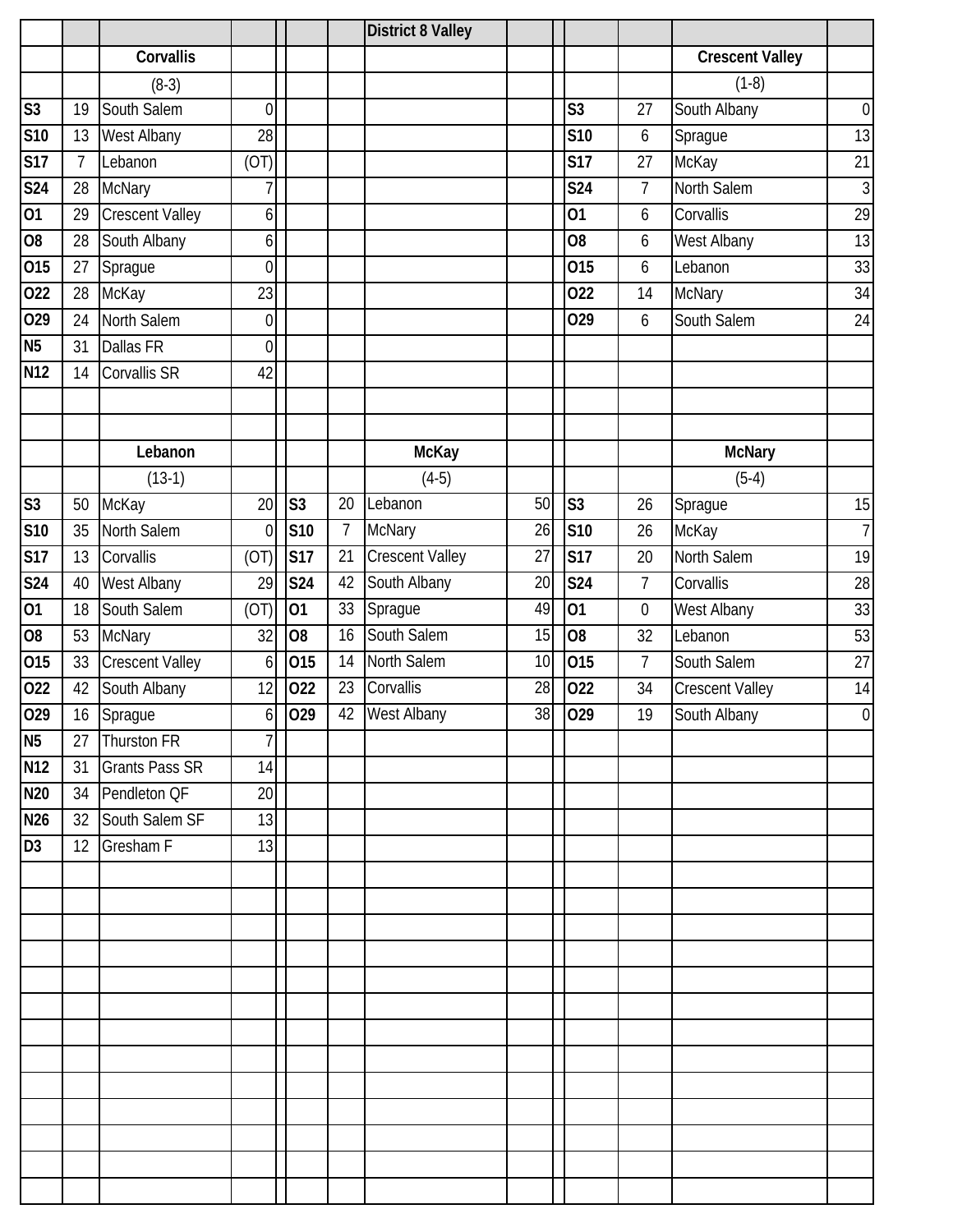## District 8 Valley

| | | Corvallis | | | | Crescent Valley | |
|---|---|---|---|---|---|---|---|
| | | (8-3) | | | | (1-8) | |
| S3 | 19 | South Salem | 0 | S3 | 27 | South Albany | 0 |
| S10 | 13 | West Albany | 28 | S10 | 6 | Sprague | 13 |
| S17 | 7 | Lebanon | (OT) | S17 | 27 | McKay | 21 |
| S24 | 28 | McNary | 7 | S24 | 7 | North Salem | 3 |
| O1 | 29 | Crescent Valley | 6 | O1 | 6 | Corvallis | 29 |
| O8 | 28 | South Albany | 6 | O8 | 6 | West Albany | 13 |
| O15 | 27 | Sprague | 0 | O15 | 6 | Lebanon | 33 |
| O22 | 28 | McKay | 23 | O22 | 14 | McNary | 34 |
| O29 | 24 | North Salem | 0 | O29 | 6 | South Salem | 24 |
| N5 | 31 | Dallas FR | 0 | | | | |
| N12 | 14 | Corvallis SR | 42 | | | | |

| | | Lebanon | | | | McKay | | | | McNary | |
|---|---|---|---|---|---|---|---|---|---|---|---|
| | | (13-1) | | | | (4-5) | | | | (5-4) | |
| S3 | 50 | McKay | 20 | S3 | 20 | Lebanon | 50 | S3 | 26 | Sprague | 15 |
| S10 | 35 | North Salem | 0 | S10 | 7 | McNary | 26 | S10 | 26 | McKay | 7 |
| S17 | 13 | Corvallis | (OT) | S17 | 21 | Crescent Valley | 27 | S17 | 20 | North Salem | 19 |
| S24 | 40 | West Albany | 29 | S24 | 42 | South Albany | 20 | S24 | 7 | Corvallis | 28 |
| O1 | 18 | South Salem | (OT) | O1 | 33 | Sprague | 49 | O1 | 0 | West Albany | 33 |
| O8 | 53 | McNary | 32 | O8 | 16 | South Salem | 15 | O8 | 32 | Lebanon | 53 |
| O15 | 33 | Crescent Valley | 6 | O15 | 14 | North Salem | 10 | O15 | 7 | South Salem | 27 |
| O22 | 42 | South Albany | 12 | O22 | 23 | Corvallis | 28 | O22 | 34 | Crescent Valley | 14 |
| O29 | 16 | Sprague | 6 | O29 | 42 | West Albany | 38 | O29 | 19 | South Albany | 0 |
| N5 | 27 | Thurston FR | 7 | | | | | | | | |
| N12 | 31 | Grants Pass SR | 14 | | | | | | | | |
| N20 | 34 | Pendleton QF | 20 | | | | | | | | |
| N26 | 32 | South Salem SF | 13 | | | | | | | | |
| D3 | 12 | Gresham F | 13 | | | | | | | | |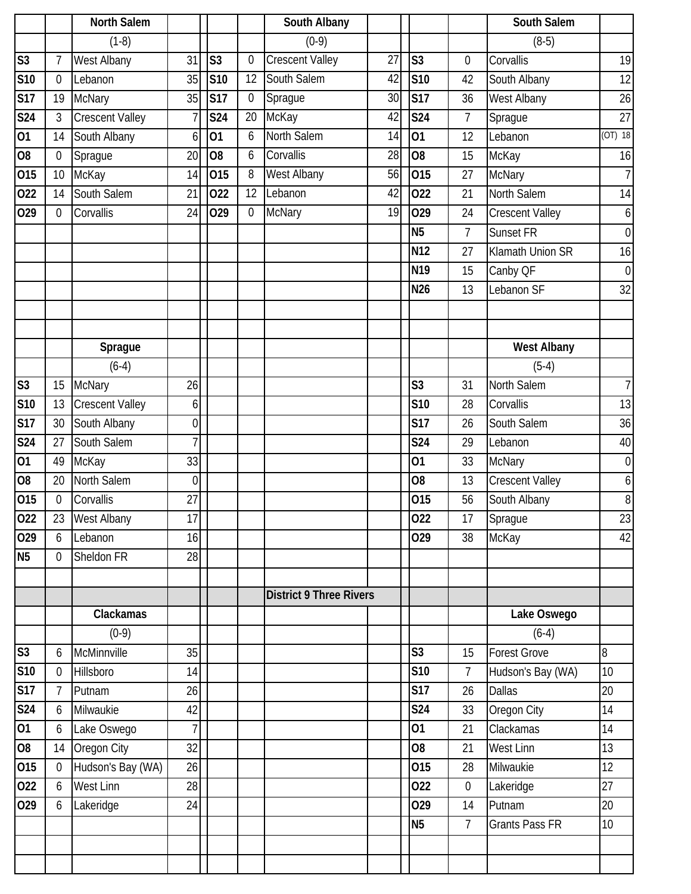| | | North Salem | | | | South Albany | | | | South Salem | |
|---|---|---|---|---|---|---|---|---|---|---|---|
| | | (1-8) | | | | (0-9) | | | | (8-5) | |
| S3 | 7 | West Albany | 31 | S3 | 0 | Crescent Valley | 27 | S3 | 0 | Corvallis | 19 |
| S10 | 0 | Lebanon | 35 | S10 | 12 | South Salem | 42 | S10 | 42 | South Albany | 12 |
| S17 | 19 | McNary | 35 | S17 | 0 | Sprague | 30 | S17 | 36 | West Albany | 26 |
| S24 | 3 | Crescent Valley | 7 | S24 | 20 | McKay | 42 | S24 | 7 | Sprague | 27 |
| O1 | 14 | South Albany | 6 | O1 | 6 | North Salem | 14 | O1 | 12 | Lebanon | (OT) 18 |
| O8 | 0 | Sprague | 20 | O8 | 6 | Corvallis | 28 | O8 | 15 | McKay | 16 |
| O15 | 10 | McKay | 14 | O15 | 8 | West Albany | 56 | O15 | 27 | McNary | 7 |
| O22 | 14 | South Salem | 21 | O22 | 12 | Lebanon | 42 | O22 | 21 | North Salem | 14 |
| O29 | 0 | Corvallis | 24 | O29 | 0 | McNary | 19 | O29 | 24 | Crescent Valley | 6 |
| | | | | | | | | N5 | 7 | Sunset FR | 0 |
| | | | | | | | | N12 | 27 | Klamath Union SR | 16 |
| | | | | | | | | N19 | 15 | Canby QF | 0 |
| | | | | | | | | N26 | 13 | Lebanon SF | 32 |

| | | Sprague | | | | West Albany | |
|---|---|---|---|---|---|---|---|
| | | (6-4) | | | | (5-4) | |
| S3 | 15 | McNary | 26 | S3 | 31 | North Salem | 7 |
| S10 | 13 | Crescent Valley | 6 | S10 | 28 | Corvallis | 13 |
| S17 | 30 | South Albany | 0 | S17 | 26 | South Salem | 36 |
| S24 | 27 | South Salem | 7 | S24 | 29 | Lebanon | 40 |
| O1 | 49 | McKay | 33 | O1 | 33 | McNary | 0 |
| O8 | 20 | North Salem | 0 | O8 | 13 | Crescent Valley | 6 |
| O15 | 0 | Corvallis | 27 | O15 | 56 | South Albany | 8 |
| O22 | 23 | West Albany | 17 | O22 | 17 | Sprague | 23 |
| O29 | 6 | Lebanon | 16 | O29 | 38 | McKay | 42 |
| N5 | 0 | Sheldon FR | 28 | | | | |

**District 9 Three Rivers**

| | | Clackamas | | | | Lake Oswego | |
|---|---|---|---|---|---|---|---|
| | | (0-9) | | | | (6-4) | |
| S3 | 6 | McMinnville | 35 | S3 | 15 | Forest Grove | 8 |
| S10 | 0 | Hillsboro | 14 | S10 | 7 | Hudson's Bay (WA) | 10 |
| S17 | 7 | Putnam | 26 | S17 | 26 | Dallas | 20 |
| S24 | 6 | Milwaukie | 42 | S24 | 33 | Oregon City | 14 |
| O1 | 6 | Lake Oswego | 7 | O1 | 21 | Clackamas | 14 |
| O8 | 14 | Oregon City | 32 | O8 | 21 | West Linn | 13 |
| O15 | 0 | Hudson's Bay (WA) | 26 | O15 | 28 | Milwaukie | 12 |
| O22 | 6 | West Linn | 28 | O22 | 0 | Lakeridge | 27 |
| O29 | 6 | Lakeridge | 24 | O29 | 14 | Putnam | 20 |
| | | | | N5 | 7 | Grants Pass FR | 10 |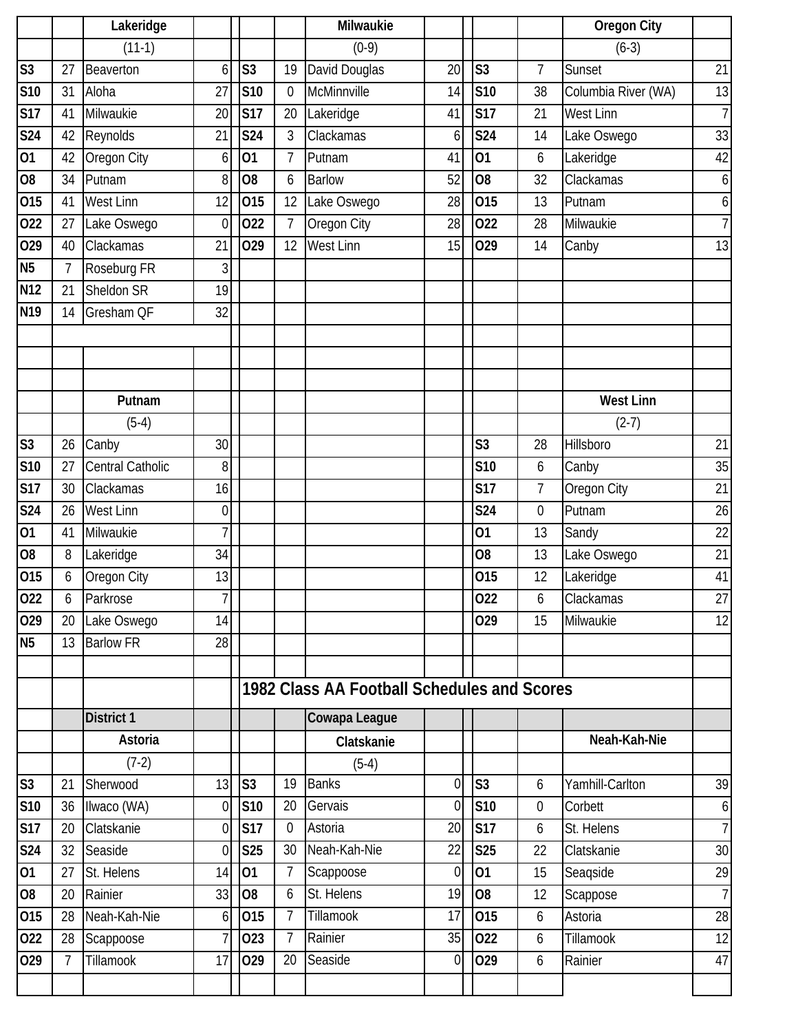| | | Lakeridge | | | | Milwaukie | | | | Oregon City | |
|---|---|---|---|---|---|---|---|---|---|---|---|
| | | (11-1) | | | | (0-9) | | | | (6-3) | |
| S3 | 27 | Beaverton | 6 | S3 | 19 | David Douglas | 20 | S3 | 7 | Sunset | 21 |
| S10 | 31 | Aloha | 27 | S10 | 0 | McMinnville | 14 | S10 | 38 | Columbia River (WA) | 13 |
| S17 | 41 | Milwaukie | 20 | S17 | 20 | Lakeridge | 41 | S17 | 21 | West Linn | 7 |
| S24 | 42 | Reynolds | 21 | S24 | 3 | Clackamas | 6 | S24 | 14 | Lake Oswego | 33 |
| O1 | 42 | Oregon City | 6 | O1 | 7 | Putnam | 41 | O1 | 6 | Lakeridge | 42 |
| O8 | 34 | Putnam | 8 | O8 | 6 | Barlow | 52 | O8 | 32 | Clackamas | 6 |
| O15 | 41 | West Linn | 12 | O15 | 12 | Lake Oswego | 28 | O15 | 13 | Putnam | 6 |
| O22 | 27 | Lake Oswego | 0 | O22 | 7 | Oregon City | 28 | O22 | 28 | Milwaukie | 7 |
| O29 | 40 | Clackamas | 21 | O29 | 12 | West Linn | 15 | O29 | 14 | Canby | 13 |
| N5 | 7 | Roseburg FR | 3 | | | | | | | | |
| N12 | 21 | Sheldon SR | 19 | | | | | | | | |
| N19 | 14 | Gresham QF | 32 | | | | | | | | |

| | | Putnam | | | | West Linn | |
|---|---|---|---|---|---|---|---|
| | | (5-4) | | | | (2-7) | |
| S3 | 26 | Canby | 30 | S3 | 28 | Hillsboro | 21 |
| S10 | 27 | Central Catholic | 8 | S10 | 6 | Canby | 35 |
| S17 | 30 | Clackamas | 16 | S17 | 7 | Oregon City | 21 |
| S24 | 26 | West Linn | 0 | S24 | 0 | Putnam | 26 |
| O1 | 41 | Milwaukie | 7 | O1 | 13 | Sandy | 22 |
| O8 | 8 | Lakeridge | 34 | O8 | 13 | Lake Oswego | 21 |
| O15 | 6 | Oregon City | 13 | O15 | 12 | Lakeridge | 41 |
| O22 | 6 | Parkrose | 7 | O22 | 6 | Clackamas | 27 |
| O29 | 20 | Lake Oswego | 14 | O29 | 15 | Milwaukie | 12 |
| N5 | 13 | Barlow FR | 28 | | | | |

## 1982 Class AA Football Schedules and Scores

**District 1** — **Cowapa League**

| | | Astoria | | | | Clatskanie | | | | Neah-Kah-Nie | |
|---|---|---|---|---|---|---|---|---|---|---|---|
| | | (7-2) | | | | (5-4) | | | | | |
| S3 | 21 | Sherwood | 13 | S3 | 19 | Banks | 0 | S3 | 6 | Yamhill-Carlton | 39 |
| S10 | 36 | Ilwaco (WA) | 0 | S10 | 20 | Gervais | 0 | S10 | 0 | Corbett | 6 |
| S17 | 20 | Clatskanie | 0 | S17 | 0 | Astoria | 20 | S17 | 6 | St. Helens | 7 |
| S24 | 32 | Seaside | 0 | S25 | 30 | Neah-Kah-Nie | 22 | S25 | 22 | Clatskanie | 30 |
| O1 | 27 | St. Helens | 14 | O1 | 7 | Scappoose | 0 | O1 | 15 | Seaqside | 29 |
| O8 | 20 | Rainier | 33 | O8 | 6 | St. Helens | 19 | O8 | 12 | Scappose | 7 |
| O15 | 28 | Neah-Kah-Nie | 6 | O15 | 7 | Tillamook | 17 | O15 | 6 | Astoria | 28 |
| O22 | 28 | Scappoose | 7 | O23 | 7 | Rainier | 35 | O22 | 6 | Tillamook | 12 |
| O29 | 7 | Tillamook | 17 | O29 | 20 | Seaside | 0 | O29 | 6 | Rainier | 47 |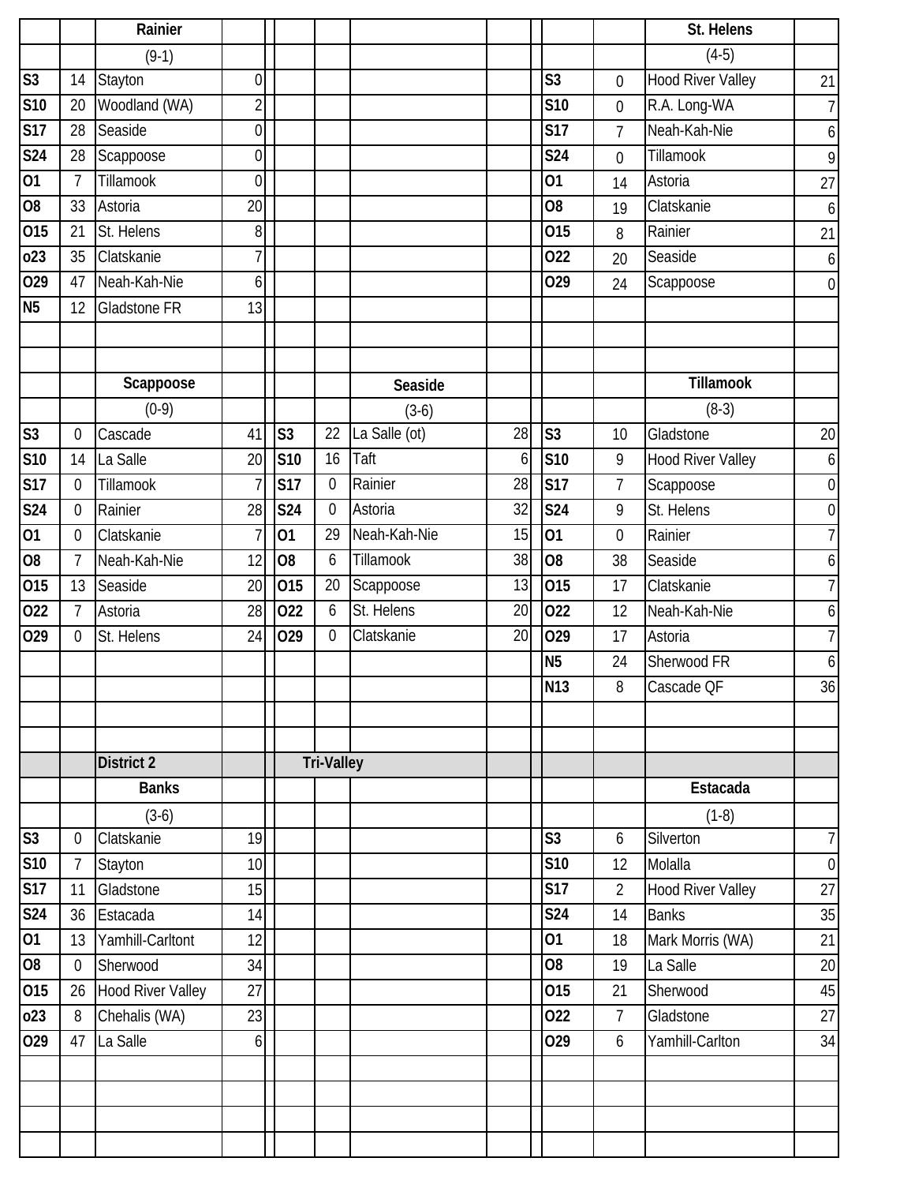### Rainier

(9-1)

| Date | Score | Opponent | Score |
|---|---|---|---|
| S3 | 14 | Stayton | 0 |
| S10 | 20 | Woodland (WA) | 2 |
| S17 | 28 | Seaside | 0 |
| S24 | 28 | Scappoose | 0 |
| O1 | 7 | Tillamook | 0 |
| O8 | 33 | Astoria | 20 |
| O15 | 21 | St. Helens | 8 |
| o23 | 35 | Clatskanie | 7 |
| O29 | 47 | Neah-Kah-Nie | 6 |
| N5 | 12 | Gladstone FR | 13 |

### St. Helens

(4-5)

| Date | Score | Opponent | Score |
|---|---|---|---|
| S3 | 0 | Hood River Valley | 21 |
| S10 | 0 | R.A. Long-WA | 7 |
| S17 | 7 | Neah-Kah-Nie | 6 |
| S24 | 0 | Tillamook | 9 |
| O1 | 14 | Astoria | 27 |
| O8 | 19 | Clatskanie | 6 |
| O15 | 8 | Rainier | 21 |
| O22 | 20 | Seaside | 6 |
| O29 | 24 | Scappoose | 0 |

### Scappoose

(0-9)

| Date | Score | Opponent | Score |
|---|---|---|---|
| S3 | 0 | Cascade | 41 |
| S10 | 14 | La Salle | 20 |
| S17 | 0 | Tillamook | 7 |
| S24 | 0 | Rainier | 28 |
| O1 | 0 | Clatskanie | 7 |
| O8 | 7 | Neah-Kah-Nie | 12 |
| O15 | 13 | Seaside | 20 |
| O22 | 7 | Astoria | 28 |
| O29 | 0 | St. Helens | 24 |

### Seaside

(3-6)

| Date | Score | Opponent | Score |
|---|---|---|---|
| S3 | 22 | La Salle (ot) | 28 |
| S10 | 16 | Taft | 6 |
| S17 | 0 | Rainier | 28 |
| S24 | 0 | Astoria | 32 |
| O1 | 29 | Neah-Kah-Nie | 15 |
| O8 | 6 | Tillamook | 38 |
| O15 | 20 | Scappoose | 13 |
| O22 | 6 | St. Helens | 20 |
| O29 | 0 | Clatskanie | 20 |

### Tillamook

(8-3)

| Date | Score | Opponent | Score |
|---|---|---|---|
| S3 | 10 | Gladstone | 20 |
| S10 | 9 | Hood River Valley | 6 |
| S17 | 7 | Scappoose | 0 |
| S24 | 9 | St. Helens | 0 |
| O1 | 0 | Rainier | 7 |
| O8 | 38 | Seaside | 6 |
| O15 | 17 | Clatskanie | 7 |
| O22 | 12 | Neah-Kah-Nie | 6 |
| O29 | 17 | Astoria | 7 |
| N5 | 24 | Sherwood FR | 6 |
| N13 | 8 | Cascade QF | 36 |

## District 2 Tri-Valley

### Banks

(3-6)

| Date | Score | Opponent | Score |
|---|---|---|---|
| S3 | 0 | Clatskanie | 19 |
| S10 | 7 | Stayton | 10 |
| S17 | 11 | Gladstone | 15 |
| S24 | 36 | Estacada | 14 |
| O1 | 13 | Yamhill-Carltont | 12 |
| O8 | 0 | Sherwood | 34 |
| O15 | 26 | Hood River Valley | 27 |
| o23 | 8 | Chehalis (WA) | 23 |
| O29 | 47 | La Salle | 6 |

### Estacada

(1-8)

| Date | Score | Opponent | Score |
|---|---|---|---|
| S3 | 6 | Silverton | 7 |
| S10 | 12 | Molalla | 0 |
| S17 | 2 | Hood River Valley | 27 |
| S24 | 14 | Banks | 35 |
| O1 | 18 | Mark Morris (WA) | 21 |
| O8 | 19 | La Salle | 20 |
| O15 | 21 | Sherwood | 45 |
| O22 | 7 | Gladstone | 27 |
| O29 | 6 | Yamhill-Carlton | 34 |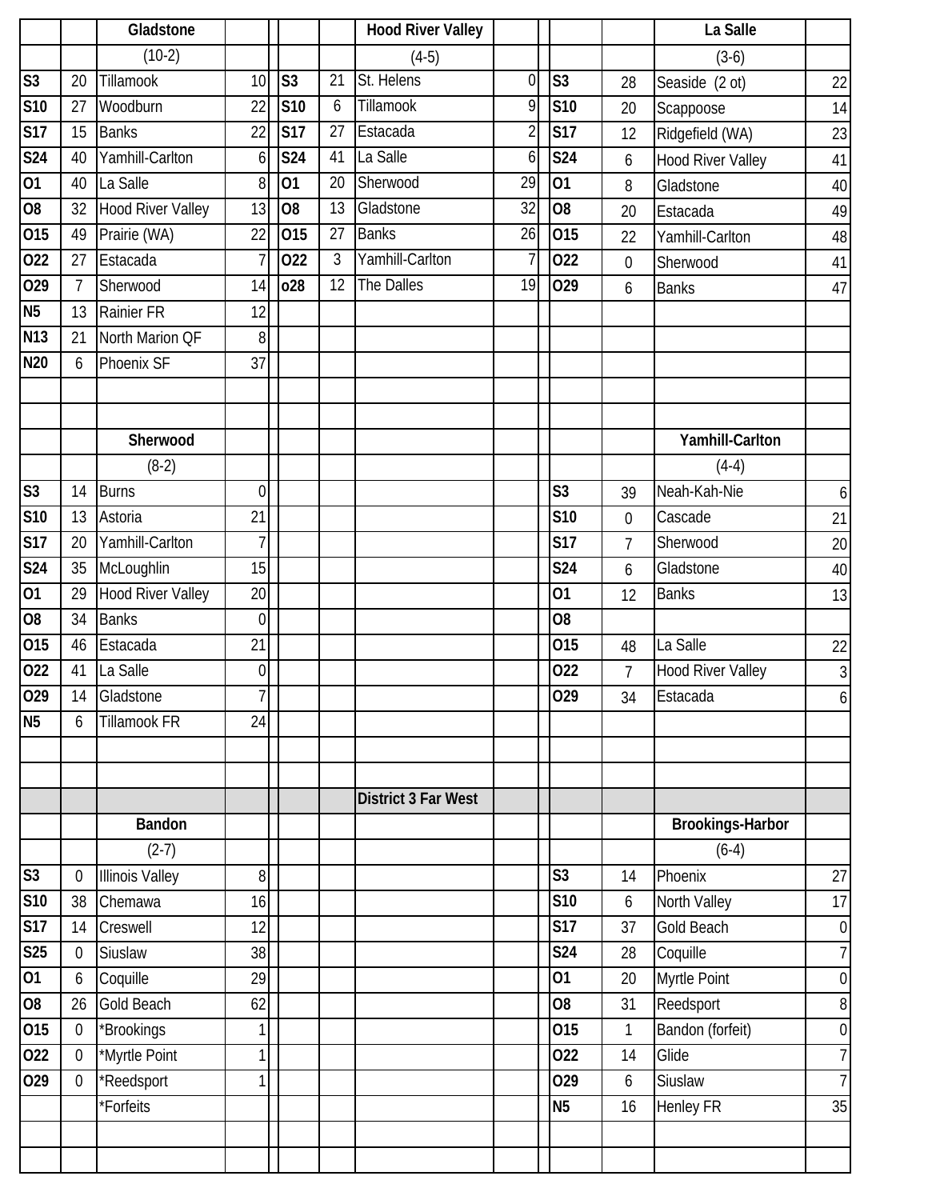| | | Gladstone | | | | Hood River Valley | | | | La Salle | |
|---|---|---|---|---|---|---|---|---|---|---|---|
| | | (10-2) | | | | (4-5) | | | | (3-6) | |
| S3 | 20 | Tillamook | 10 | S3 | 21 | St. Helens | 0 | S3 | 28 | Seaside (2 ot) | 22 |
| S10 | 27 | Woodburn | 22 | S10 | 6 | Tillamook | 9 | S10 | 20 | Scappoose | 14 |
| S17 | 15 | Banks | 22 | S17 | 27 | Estacada | 2 | S17 | 12 | Ridgefield (WA) | 23 |
| S24 | 40 | Yamhill-Carlton | 6 | S24 | 41 | La Salle | 6 | S24 | 6 | Hood River Valley | 41 |
| O1 | 40 | La Salle | 8 | O1 | 20 | Sherwood | 29 | O1 | 8 | Gladstone | 40 |
| O8 | 32 | Hood River Valley | 13 | O8 | 13 | Gladstone | 32 | O8 | 20 | Estacada | 49 |
| O15 | 49 | Prairie (WA) | 22 | O15 | 27 | Banks | 26 | O15 | 22 | Yamhill-Carlton | 48 |
| O22 | 27 | Estacada | 7 | O22 | 3 | Yamhill-Carlton | 7 | O22 | 0 | Sherwood | 41 |
| O29 | 7 | Sherwood | 14 | o28 | 12 | The Dalles | 19 | O29 | 6 | Banks | 47 |
| N5 | 13 | Rainier FR | 12 | | | | | | | | |
| N13 | 21 | North Marion QF | 8 | | | | | | | | |
| N20 | 6 | Phoenix SF | 37 | | | | | | | | |

| | | Sherwood | | | | Yamhill-Carlton | |
|---|---|---|---|---|---|---|---|
| | | (8-2) | | | | (4-4) | |
| S3 | 14 | Burns | 0 | S3 | 39 | Neah-Kah-Nie | 6 |
| S10 | 13 | Astoria | 21 | S10 | 0 | Cascade | 21 |
| S17 | 20 | Yamhill-Carlton | 7 | S17 | 7 | Sherwood | 20 |
| S24 | 35 | McLoughlin | 15 | S24 | 6 | Gladstone | 40 |
| O1 | 29 | Hood River Valley | 20 | O1 | 12 | Banks | 13 |
| O8 | 34 | Banks | 0 | O8 | | | |
| O15 | 46 | Estacada | 21 | O15 | 48 | La Salle | 22 |
| O22 | 41 | La Salle | 0 | O22 | 7 | Hood River Valley | 3 |
| O29 | 14 | Gladstone | 7 | O29 | 34 | Estacada | 6 |
| N5 | 6 | Tillamook FR | 24 | | | | |

## District 3 Far West

| | | Bandon | | | | Brookings-Harbor | |
|---|---|---|---|---|---|---|---|
| | | (2-7) | | | | (6-4) | |
| S3 | 0 | Illinois Valley | 8 | S3 | 14 | Phoenix | 27 |
| S10 | 38 | Chemawa | 16 | S10 | 6 | North Valley | 17 |
| S17 | 14 | Creswell | 12 | S17 | 37 | Gold Beach | 0 |
| S25 | 0 | Siuslaw | 38 | S24 | 28 | Coquille | 7 |
| O1 | 6 | Coquille | 29 | O1 | 20 | Myrtle Point | 0 |
| O8 | 26 | Gold Beach | 62 | O8 | 31 | Reedsport | 8 |
| O15 | 0 | *Brookings | 1 | O15 | 1 | Bandon (forfeit) | 0 |
| O22 | 0 | *Myrtle Point | 1 | O22 | 14 | Glide | 7 |
| O29 | 0 | *Reedsport | 1 | O29 | 6 | Siuslaw | 7 |
| | | *Forfeits | | N5 | 16 | Henley FR | 35 |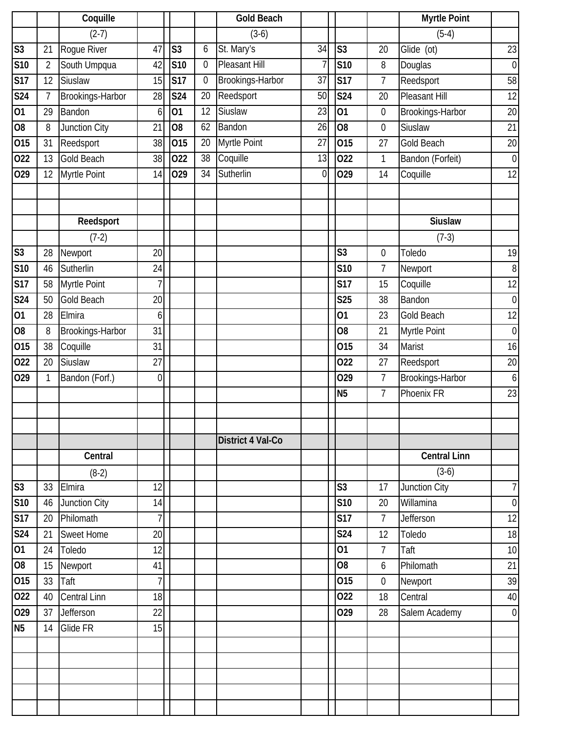### Coquille (2-7)

| Date | Score | Opponent | Opp Score |
|---|---|---|---|
| S3 | 21 | Rogue River | 47 |
| S10 | 2 | South Umpqua | 42 |
| S17 | 12 | Siuslaw | 15 |
| S24 | 7 | Brookings-Harbor | 28 |
| O1 | 29 | Bandon | 6 |
| O8 | 8 | Junction City | 21 |
| O15 | 31 | Reedsport | 38 |
| O22 | 13 | Gold Beach | 38 |
| O29 | 12 | Myrtle Point | 14 |

### Gold Beach (3-6)

| Date | Score | Opponent | Opp Score |
|---|---|---|---|
| S3 | 6 | St. Mary's | 34 |
| S10 | 0 | Pleasant Hill | 7 |
| S17 | 0 | Brookings-Harbor | 37 |
| S24 | 20 | Reedsport | 50 |
| O1 | 12 | Siuslaw | 23 |
| O8 | 62 | Bandon | 26 |
| O15 | 20 | Myrtle Point | 27 |
| O22 | 38 | Coquille | 13 |
| O29 | 34 | Sutherlin | 0 |

### Myrtle Point (5-4)

| Date | Score | Opponent | Opp Score |
|---|---|---|---|
| S3 | 20 | Glide (ot) | 23 |
| S10 | 8 | Douglas | 0 |
| S17 | 7 | Reedsport | 58 |
| S24 | 20 | Pleasant Hill | 12 |
| O1 | 0 | Brookings-Harbor | 20 |
| O8 | 0 | Siuslaw | 21 |
| O15 | 27 | Gold Beach | 20 |
| O22 | 1 | Bandon (Forfeit) | 0 |
| O29 | 14 | Coquille | 12 |

### Reedsport (7-2)

| Date | Score | Opponent | Opp Score |
|---|---|---|---|
| S3 | 28 | Newport | 20 |
| S10 | 46 | Sutherlin | 24 |
| S17 | 58 | Myrtle Point | 7 |
| S24 | 50 | Gold Beach | 20 |
| O1 | 28 | Elmira | 6 |
| O8 | 8 | Brookings-Harbor | 31 |
| O15 | 38 | Coquille | 31 |
| O22 | 20 | Siuslaw | 27 |
| O29 | 1 | Bandon (Forf.) | 0 |

### Siuslaw (7-3)

| Date | Score | Opponent | Opp Score |
|---|---|---|---|
| S3 | 0 | Toledo | 19 |
| S10 | 7 | Newport | 8 |
| S17 | 15 | Coquille | 12 |
| S25 | 38 | Bandon | 0 |
| O1 | 23 | Gold Beach | 12 |
| O8 | 21 | Myrtle Point | 0 |
| O15 | 34 | Marist | 16 |
| O22 | 27 | Reedsport | 20 |
| O29 | 7 | Brookings-Harbor | 6 |
| N5 | 7 | Phoenix FR | 23 |

## District 4 Val-Co

### Central (8-2)

| Date | Score | Opponent | Opp Score |
|---|---|---|---|
| S3 | 33 | Elmira | 12 |
| S10 | 46 | Junction City | 14 |
| S17 | 20 | Philomath | 7 |
| S24 | 21 | Sweet Home | 20 |
| O1 | 24 | Toledo | 12 |
| O8 | 15 | Newport | 41 |
| O15 | 33 | Taft | 7 |
| O22 | 40 | Central Linn | 18 |
| O29 | 37 | Jefferson | 22 |
| N5 | 14 | Glide FR | 15 |

### Central Linn (3-6)

| Date | Score | Opponent | Opp Score |
|---|---|---|---|
| S3 | 17 | Junction City | 7 |
| S10 | 20 | Willamina | 0 |
| S17 | 7 | Jefferson | 12 |
| S24 | 12 | Toledo | 18 |
| O1 | 7 | Taft | 10 |
| O8 | 6 | Philomath | 21 |
| O15 | 0 | Newport | 39 |
| O22 | 18 | Central | 40 |
| O29 | 28 | Salem Academy | 0 |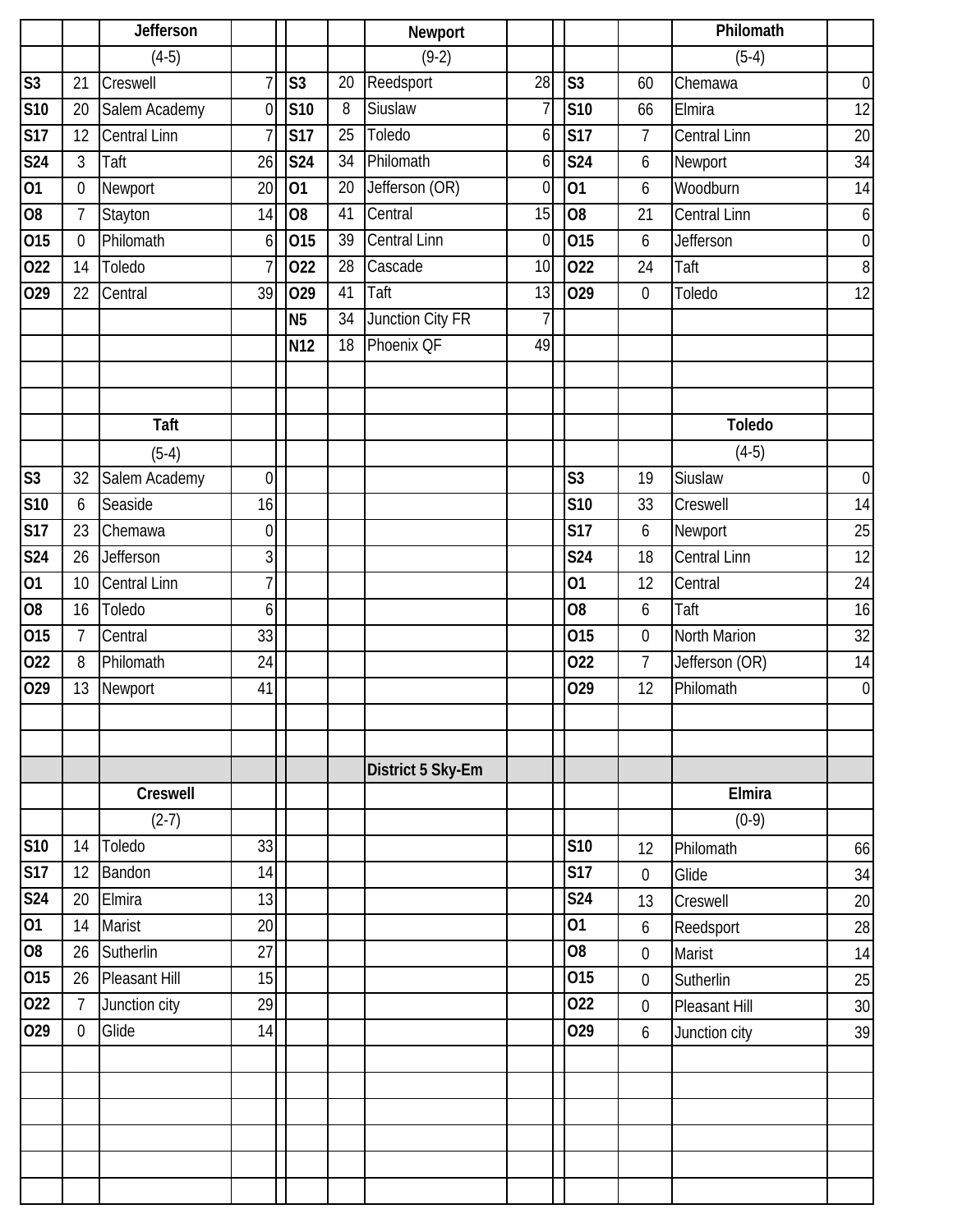## District 5 Sky-Em

### Jefferson
(4-5)

| Date | Score | Opponent | Opp Score |
|---|---|---|---|
| S3 | 21 | Creswell | 7 |
| S10 | 20 | Salem Academy | 0 |
| S17 | 12 | Central Linn | 7 |
| S24 | 3 | Taft | 26 |
| O1 | 0 | Newport | 20 |
| O8 | 7 | Stayton | 14 |
| O15 | 0 | Philomath | 6 |
| O22 | 14 | Toledo | 7 |
| O29 | 22 | Central | 39 |

### Newport
(9-2)

| Date | Score | Opponent | Opp Score |
|---|---|---|---|
| S3 | 20 | Reedsport | 28 |
| S10 | 8 | Siuslaw | 7 |
| S17 | 25 | Toledo | 6 |
| S24 | 34 | Philomath | 6 |
| O1 | 20 | Jefferson (OR) | 0 |
| O8 | 41 | Central | 15 |
| O15 | 39 | Central Linn | 0 |
| O22 | 28 | Cascade | 10 |
| O29 | 41 | Taft | 13 |
| N5 | 34 | Junction City FR | 7 |
| N12 | 18 | Phoenix QF | 49 |

### Philomath
(5-4)

| Date | Score | Opponent | Opp Score |
|---|---|---|---|
| S3 | 60 | Chemawa | 0 |
| S10 | 66 | Elmira | 12 |
| S17 | 7 | Central Linn | 20 |
| S24 | 6 | Newport | 34 |
| O1 | 6 | Woodburn | 14 |
| O8 | 21 | Central Linn | 6 |
| O15 | 6 | Jefferson | 0 |
| O22 | 24 | Taft | 8 |
| O29 | 0 | Toledo | 12 |

### Taft
(5-4)

| Date | Score | Opponent | Opp Score |
|---|---|---|---|
| S3 | 32 | Salem Academy | 0 |
| S10 | 6 | Seaside | 16 |
| S17 | 23 | Chemawa | 0 |
| S24 | 26 | Jefferson | 3 |
| O1 | 10 | Central Linn | 7 |
| O8 | 16 | Toledo | 6 |
| O15 | 7 | Central | 33 |
| O22 | 8 | Philomath | 24 |
| O29 | 13 | Newport | 41 |

### Toledo
(4-5)

| Date | Score | Opponent | Opp Score |
|---|---|---|---|
| S3 | 19 | Siuslaw | 0 |
| S10 | 33 | Creswell | 14 |
| S17 | 6 | Newport | 25 |
| S24 | 18 | Central Linn | 12 |
| O1 | 12 | Central | 24 |
| O8 | 6 | Taft | 16 |
| O15 | 0 | North Marion | 32 |
| O22 | 7 | Jefferson (OR) | 14 |
| O29 | 12 | Philomath | 0 |

### Creswell
(2-7)

| Date | Score | Opponent | Opp Score |
|---|---|---|---|
| S10 | 14 | Toledo | 33 |
| S17 | 12 | Bandon | 14 |
| S24 | 20 | Elmira | 13 |
| O1 | 14 | Marist | 20 |
| O8 | 26 | Sutherlin | 27 |
| O15 | 26 | Pleasant Hill | 15 |
| O22 | 7 | Junction city | 29 |
| O29 | 0 | Glide | 14 |

### Elmira
(0-9)

| Date | Score | Opponent | Opp Score |
|---|---|---|---|
| S10 | 12 | Philomath | 66 |
| S17 | 0 | Glide | 34 |
| S24 | 13 | Creswell | 20 |
| O1 | 6 | Reedsport | 28 |
| O8 | 0 | Marist | 14 |
| O15 | 0 | Sutherlin | 25 |
| O22 | 0 | Pleasant Hill | 30 |
| O29 | 6 | Junction city | 39 |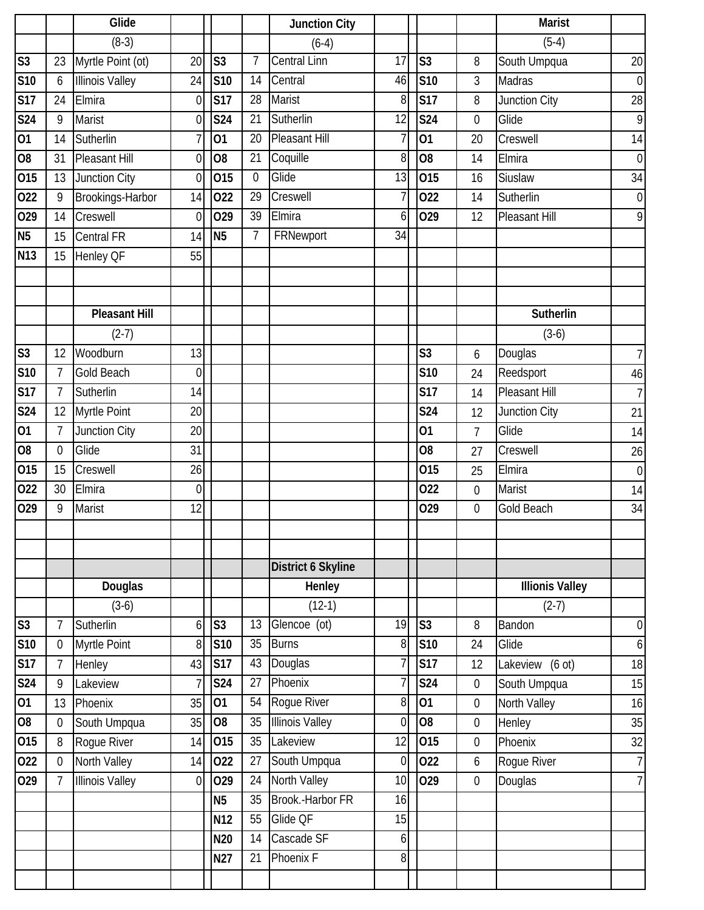| | | Glide | | | | Junction City | | | | Marist | |
|---|---|---|---|---|---|---|---|---|---|---|---|
| | | (8-3) | | | | (6-4) | | | | (5-4) | |
| S3 | 23 | Myrtle Point (ot) | 20 | S3 | 7 | Central Linn | 17 | S3 | 8 | South Umpqua | 20 |
| S10 | 6 | Illinois Valley | 24 | S10 | 14 | Central | 46 | S10 | 3 | Madras | 0 |
| S17 | 24 | Elmira | 0 | S17 | 28 | Marist | 8 | S17 | 8 | Junction City | 28 |
| S24 | 9 | Marist | 0 | S24 | 21 | Sutherlin | 12 | S24 | 0 | Glide | 9 |
| O1 | 14 | Sutherlin | 7 | O1 | 20 | Pleasant Hill | 7 | O1 | 20 | Creswell | 14 |
| O8 | 31 | Pleasant Hill | 0 | O8 | 21 | Coquille | 8 | O8 | 14 | Elmira | 0 |
| O15 | 13 | Junction City | 0 | O15 | 0 | Glide | 13 | O15 | 16 | Siuslaw | 34 |
| O22 | 9 | Brookings-Harbor | 14 | O22 | 29 | Creswell | 7 | O22 | 14 | Sutherlin | 0 |
| O29 | 14 | Creswell | 0 | O29 | 39 | Elmira | 6 | O29 | 12 | Pleasant Hill | 9 |
| N5 | 15 | Central FR | 14 | N5 | 7 | FRNewport | 34 | | | | |
| N13 | 15 | Henley QF | 55 | | | | | | | | |

| | | Pleasant Hill | | | | Sutherlin | |
|---|---|---|---|---|---|---|---|
| | | (2-7) | | | | (3-6) | |
| S3 | 12 | Woodburn | 13 | S3 | 6 | Douglas | 7 |
| S10 | 7 | Gold Beach | 0 | S10 | 24 | Reedsport | 46 |
| S17 | 7 | Sutherlin | 14 | S17 | 14 | Pleasant Hill | 7 |
| S24 | 12 | Myrtle Point | 20 | S24 | 12 | Junction City | 21 |
| O1 | 7 | Junction City | 20 | O1 | 7 | Glide | 14 |
| O8 | 0 | Glide | 31 | O8 | 27 | Creswell | 26 |
| O15 | 15 | Creswell | 26 | O15 | 25 | Elmira | 0 |
| O22 | 30 | Elmira | 0 | O22 | 0 | Marist | 14 |
| O29 | 9 | Marist | 12 | O29 | 0 | Gold Beach | 34 |

**District 6 Skyline**

| | | Douglas | | | | Henley | | | | Illionis Valley | |
|---|---|---|---|---|---|---|---|---|---|---|---|
| | | (3-6) | | | | (12-1) | | | | (2-7) | |
| S3 | 7 | Sutherlin | 6 | S3 | 13 | Glencoe (ot) | 19 | S3 | 8 | Bandon | 0 |
| S10 | 0 | Myrtle Point | 8 | S10 | 35 | Burns | 8 | S10 | 24 | Glide | 6 |
| S17 | 7 | Henley | 43 | S17 | 43 | Douglas | 7 | S17 | 12 | Lakeview (6 ot) | 18 |
| S24 | 9 | Lakeview | 7 | S24 | 27 | Phoenix | 7 | S24 | 0 | South Umpqua | 15 |
| O1 | 13 | Phoenix | 35 | O1 | 54 | Rogue River | 8 | O1 | 0 | North Valley | 16 |
| O8 | 0 | South Umpqua | 35 | O8 | 35 | Illinois Valley | 0 | O8 | 0 | Henley | 35 |
| O15 | 8 | Rogue River | 14 | O15 | 35 | Lakeview | 12 | O15 | 0 | Phoenix | 32 |
| O22 | 0 | North Valley | 14 | O22 | 27 | South Umpqua | 0 | O22 | 6 | Rogue River | 7 |
| O29 | 7 | Illinois Valley | 0 | O29 | 24 | North Valley | 10 | O29 | 0 | Douglas | 7 |
| | | | | N5 | 35 | Brook.-Harbor FR | 16 | | | | |
| | | | | N12 | 55 | Glide QF | 15 | | | | |
| | | | | N20 | 14 | Cascade SF | 6 | | | | |
| | | | | N27 | 21 | Phoenix F | 8 | | | | |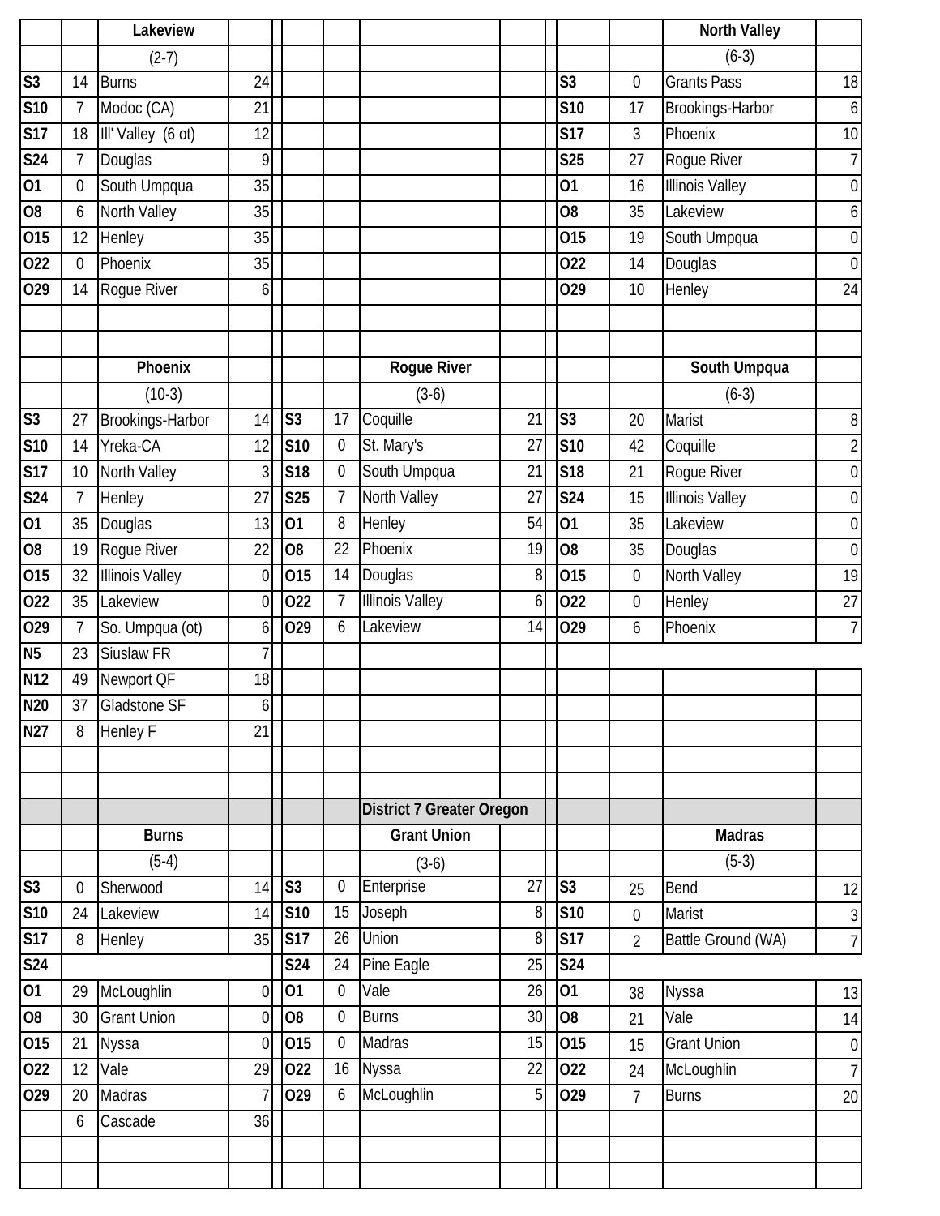## Lakeview (2-7)

| Date | Score | Opponent | Opp Score |
|---|---|---|---|
| S3 | 14 | Burns | 24 |
| S10 | 7 | Modoc (CA) | 21 |
| S17 | 18 | Ill' Valley (6 ot) | 12 |
| S24 | 7 | Douglas | 9 |
| O1 | 0 | South Umpqua | 35 |
| O8 | 6 | North Valley | 35 |
| O15 | 12 | Henley | 35 |
| O22 | 0 | Phoenix | 35 |
| O29 | 14 | Rogue River | 6 |

## North Valley (6-3)

| Date | Score | Opponent | Opp Score |
|---|---|---|---|
| S3 | 0 | Grants Pass | 18 |
| S10 | 17 | Brookings-Harbor | 6 |
| S17 | 3 | Phoenix | 10 |
| S25 | 27 | Rogue River | 7 |
| O1 | 16 | Illinois Valley | 0 |
| O8 | 35 | Lakeview | 6 |
| O15 | 19 | South Umpqua | 0 |
| O22 | 14 | Douglas | 0 |
| O29 | 10 | Henley | 24 |

## Phoenix (10-3)

| Date | Score | Opponent | Opp Score |
|---|---|---|---|
| S3 | 27 | Brookings-Harbor | 14 |
| S10 | 14 | Yreka-CA | 12 |
| S17 | 10 | North Valley | 3 |
| S24 | 7 | Henley | 27 |
| O1 | 35 | Douglas | 13 |
| O8 | 19 | Rogue River | 22 |
| O15 | 32 | Illinois Valley | 0 |
| O22 | 35 | Lakeview | 0 |
| O29 | 7 | So. Umpqua (ot) | 6 |
| N5 | 23 | Siuslaw FR | 7 |
| N12 | 49 | Newport QF | 18 |
| N20 | 37 | Gladstone SF | 6 |
| N27 | 8 | Henley F | 21 |

## Rogue River (3-6)

| Date | Score | Opponent | Opp Score |
|---|---|---|---|
| S3 | 17 | Coquille | 21 |
| S10 | 0 | St. Mary's | 27 |
| S18 | 0 | South Umpqua | 21 |
| S25 | 7 | North Valley | 27 |
| O1 | 8 | Henley | 54 |
| O8 | 22 | Phoenix | 19 |
| O15 | 14 | Douglas | 8 |
| O22 | 7 | Illinois Valley | 6 |
| O29 | 6 | Lakeview | 14 |

## South Umpqua (6-3)

| Date | Score | Opponent | Opp Score |
|---|---|---|---|
| S3 | 20 | Marist | 8 |
| S10 | 42 | Coquille | 2 |
| S18 | 21 | Rogue River | 0 |
| S24 | 15 | Illinois Valley | 0 |
| O1 | 35 | Lakeview | 0 |
| O8 | 35 | Douglas | 0 |
| O15 | 0 | North Valley | 19 |
| O22 | 0 | Henley | 27 |
| O29 | 6 | Phoenix | 7 |

# District 7 Greater Oregon

## Burns (5-4)

| Date | Score | Opponent | Opp Score |
|---|---|---|---|
| S3 | 0 | Sherwood | 14 |
| S10 | 24 | Lakeview | 14 |
| S17 | 8 | Henley | 35 |
| S24 | | | |
| O1 | 29 | McLoughlin | 0 |
| O8 | 30 | Grant Union | 0 |
| O15 | 21 | Nyssa | 0 |
| O22 | 12 | Vale | 29 |
| O29 | 20 | Madras | 7 |
| | 6 | Cascade | 36 |

## Grant Union (3-6)

| Date | Score | Opponent | Opp Score |
|---|---|---|---|
| S3 | 0 | Enterprise | 27 |
| S10 | 15 | Joseph | 8 |
| S17 | 26 | Union | 8 |
| S24 | 24 | Pine Eagle | 25 |
| O1 | 0 | Vale | 26 |
| O8 | 0 | Burns | 30 |
| O15 | 0 | Madras | 15 |
| O22 | 16 | Nyssa | 22 |
| O29 | 6 | McLoughlin | 5 |

## Madras (5-3)

| Date | Score | Opponent | Opp Score |
|---|---|---|---|
| S3 | 25 | Bend | 12 |
| S10 | 0 | Marist | 3 |
| S17 | 2 | Battle Ground (WA) | 7 |
| S24 | | | |
| O1 | 38 | Nyssa | 13 |
| O8 | 21 | Vale | 14 |
| O15 | 15 | Grant Union | 0 |
| O22 | 24 | McLoughlin | 7 |
| O29 | 7 | Burns | 20 |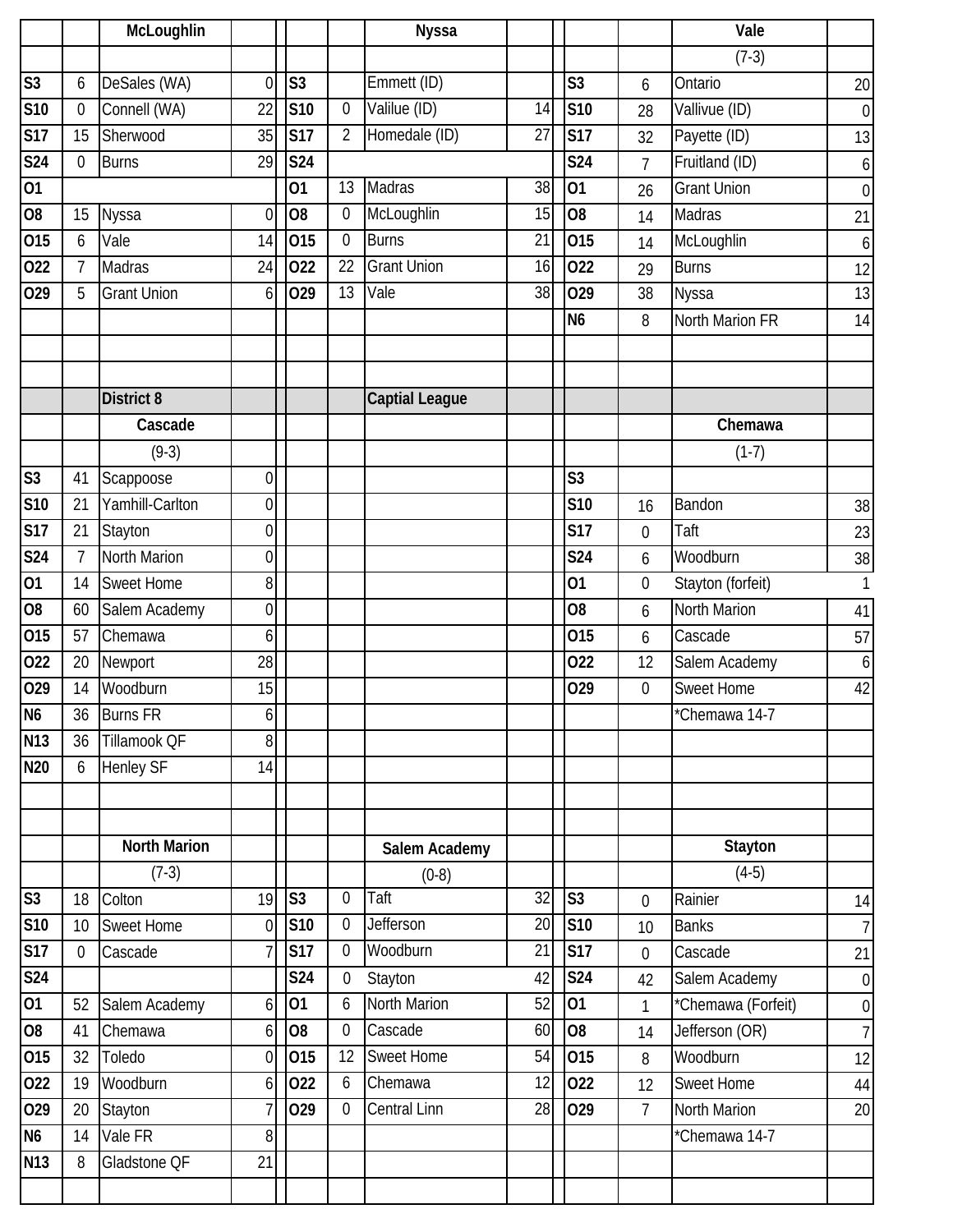| | | McLoughlin | | | | Nyssa | | | | Vale | |
|---|---|---|---|---|---|---|---|---|---|---|---|
| | | | | | | | | | | (7-3) | |
| S3 | 6 | DeSales (WA) | 0 | S3 | | Emmett (ID) | | S3 | 6 | Ontario | 20 |
| S10 | 0 | Connell (WA) | 22 | S10 | 0 | Valilue (ID) | 14 | S10 | 28 | Vallivue (ID) | 0 |
| S17 | 15 | Sherwood | 35 | S17 | 2 | Homedale (ID) | 27 | S17 | 32 | Payette (ID) | 13 |
| S24 | 0 | Burns | 29 | S24 | | | | S24 | 7 | Fruitland (ID) | 6 |
| O1 | | | | O1 | 13 | Madras | 38 | O1 | 26 | Grant Union | 0 |
| O8 | 15 | Nyssa | 0 | O8 | 0 | McLoughlin | 15 | O8 | 14 | Madras | 21 |
| O15 | 6 | Vale | 14 | O15 | 0 | Burns | 21 | O15 | 14 | McLoughlin | 6 |
| O22 | 7 | Madras | 24 | O22 | 22 | Grant Union | 16 | O22 | 29 | Burns | 12 |
| O29 | 5 | Grant Union | 6 | O29 | 13 | Vale | 38 | O29 | 38 | Nyssa | 13 |
| | | | | | | | | N6 | 8 | North Marion FR | 14 |

| | | District 8 | | | | Captial League | | | | | |
|---|---|---|---|---|---|---|---|---|---|---|---|
| | | Cascade | | | | | | | | Chemawa | |
| | | (9-3) | | | | | | | | (1-7) | |
| S3 | 41 | Scappoose | 0 | | | | | S3 | | | |
| S10 | 21 | Yamhill-Carlton | 0 | | | | | S10 | 16 | Bandon | 38 |
| S17 | 21 | Stayton | 0 | | | | | S17 | 0 | Taft | 23 |
| S24 | 7 | North Marion | 0 | | | | | S24 | 6 | Woodburn | 38 |
| O1 | 14 | Sweet Home | 8 | | | | | O1 | 0 | Stayton (forfeit) | 1 |
| O8 | 60 | Salem Academy | 0 | | | | | O8 | 6 | North Marion | 41 |
| O15 | 57 | Chemawa | 6 | | | | | O15 | 6 | Cascade | 57 |
| O22 | 20 | Newport | 28 | | | | | O22 | 12 | Salem Academy | 6 |
| O29 | 14 | Woodburn | 15 | | | | | O29 | 0 | Sweet Home | 42 |
| N6 | 36 | Burns FR | 6 | | | | | | | *Chemawa 14-7 | |
| N13 | 36 | Tillamook QF | 8 | | | | | | | | |
| N20 | 6 | Henley SF | 14 | | | | | | | | |

| | | North Marion | | | | Salem Academy | | | | Stayton | |
|---|---|---|---|---|---|---|---|---|---|---|---|
| | | (7-3) | | | | (0-8) | | | | (4-5) | |
| S3 | 18 | Colton | 19 | S3 | 0 | Taft | 32 | S3 | 0 | Rainier | 14 |
| S10 | 10 | Sweet Home | 0 | S10 | 0 | Jefferson | 20 | S10 | 10 | Banks | 7 |
| S17 | 0 | Cascade | 7 | S17 | 0 | Woodburn | 21 | S17 | 0 | Cascade | 21 |
| S24 | | | | S24 | 0 | Stayton | 42 | S24 | 42 | Salem Academy | 0 |
| O1 | 52 | Salem Academy | 6 | O1 | 6 | North Marion | 52 | O1 | 1 | *Chemawa (Forfeit) | 0 |
| O8 | 41 | Chemawa | 6 | O8 | 0 | Cascade | 60 | O8 | 14 | Jefferson (OR) | 7 |
| O15 | 32 | Toledo | 0 | O15 | 12 | Sweet Home | 54 | O15 | 8 | Woodburn | 12 |
| O22 | 19 | Woodburn | 6 | O22 | 6 | Chemawa | 12 | O22 | 12 | Sweet Home | 44 |
| O29 | 20 | Stayton | 7 | O29 | 0 | Central Linn | 28 | O29 | 7 | North Marion | 20 |
| N6 | 14 | Vale FR | 8 | | | | | | | *Chemawa 14-7 | |
| N13 | 8 | Gladstone QF | 21 | | | | | | | | |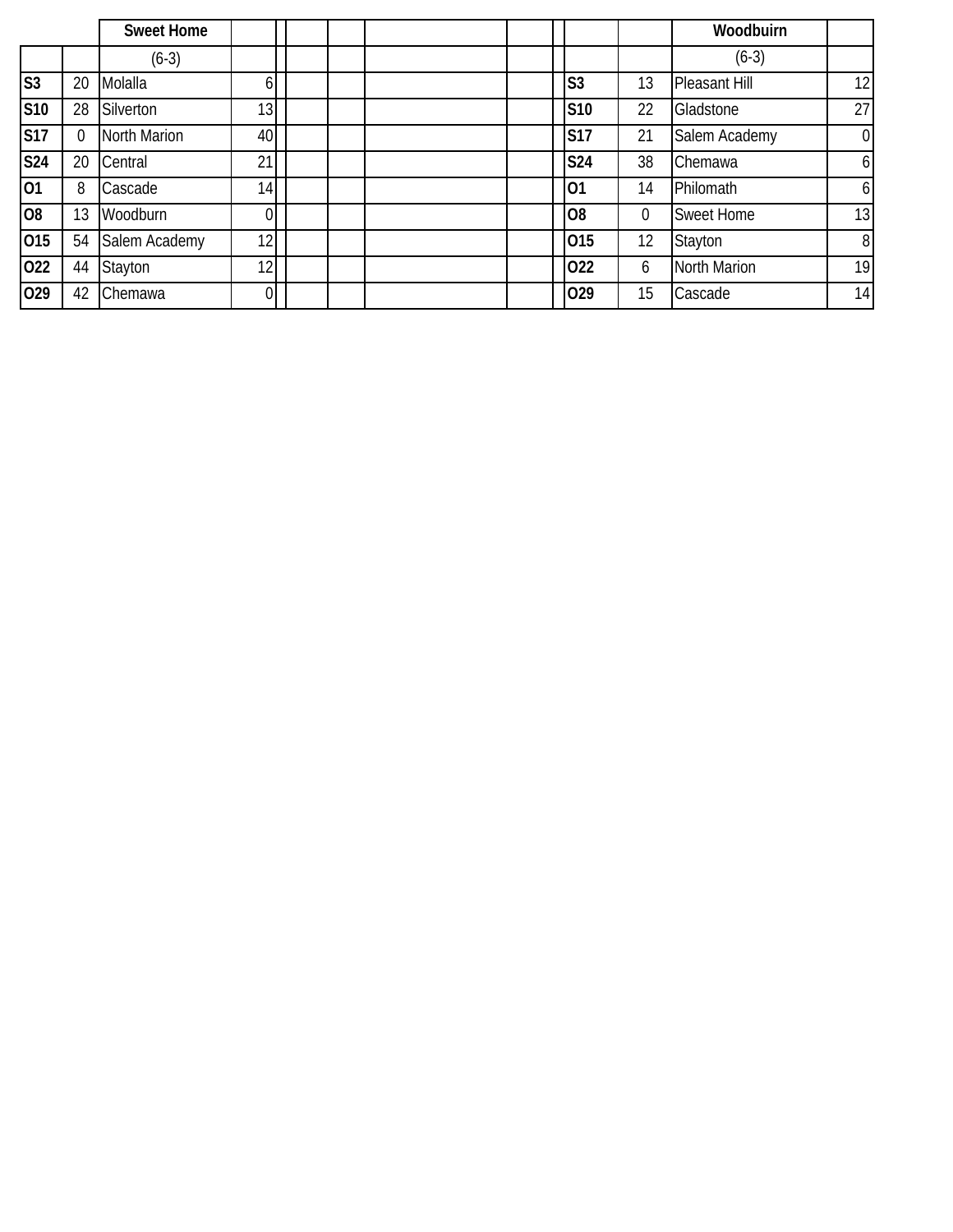| | | | | | | | | | | | | | |
|---|---|---|---|---|---|---|---|---|---|---|---|---|---|
| | | Sweet Home | | | | | | | | | | Woodbuirn | |
| | | (6-3) | | | | | | | | | | (6-3) | |
| S3 | 20 | Molalla | 6 | | | | | | | S3 | 13 | Pleasant Hill | 12 |
| S10 | 28 | Silverton | 13 | | | | | | | S10 | 22 | Gladstone | 27 |
| S17 | 0 | North Marion | 40 | | | | | | | S17 | 21 | Salem Academy | 0 |
| S24 | 20 | Central | 21 | | | | | | | S24 | 38 | Chemawa | 6 |
| O1 | 8 | Cascade | 14 | | | | | | | O1 | 14 | Philomath | 6 |
| O8 | 13 | Woodburn | 0 | | | | | | | O8 | 0 | Sweet Home | 13 |
| O15 | 54 | Salem Academy | 12 | | | | | | | O15 | 12 | Stayton | 8 |
| O22 | 44 | Stayton | 12 | | | | | | | O22 | 6 | North Marion | 19 |
| O29 | 42 | Chemawa | 0 | | | | | | | O29 | 15 | Cascade | 14 |